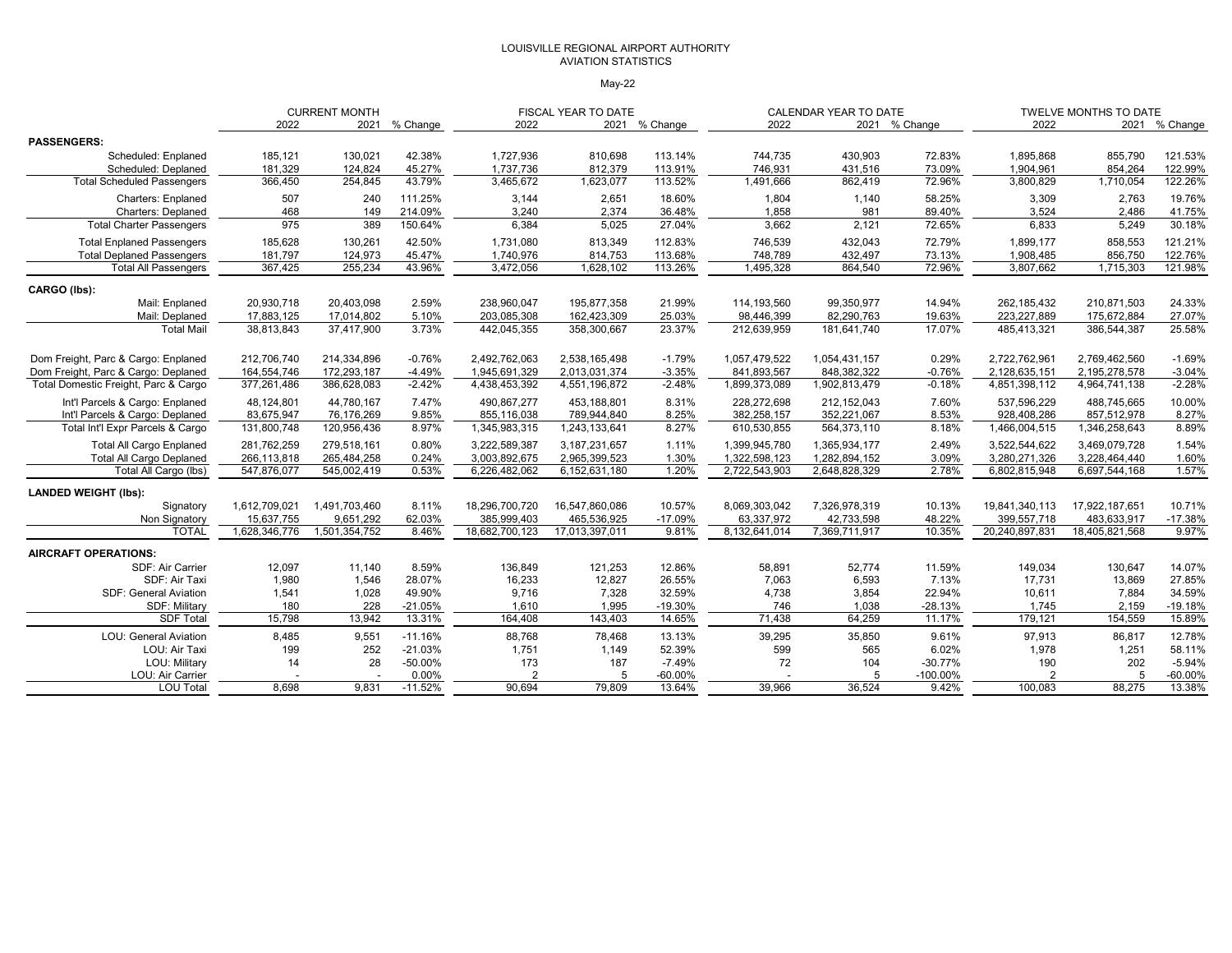LOUISVILLE REGIONAL AIRPORT AUTHORITY
AVIATION STATISTICS

May-22

| | CURRENT MONTH | | | FISCAL YEAR TO DATE | | | CALENDAR YEAR TO DATE | | | TWELVE MONTHS TO DATE | | |
|---|---|---|---|---|---|---|---|---|---|---|---|---|
| | 2022 | 2021 | % Change | 2022 | 2021 | % Change | 2022 | 2021 | % Change | 2022 | 2021 | % Change |
| **PASSENGERS:** | | | | | | | | | | | | |
| Scheduled: Enplaned | 185,121 | 130,021 | 42.38% | 1,727,936 | 810,698 | 113.14% | 744,735 | 430,903 | 72.83% | 1,895,868 | 855,790 | 121.53% |
| Scheduled: Deplaned | 181,329 | 124,824 | 45.27% | 1,737,736 | 812,379 | 113.91% | 746,931 | 431,516 | 73.09% | 1,904,961 | 854,264 | 122.99% |
| Total Scheduled Passengers | 366,450 | 254,845 | 43.79% | 3,465,672 | 1,623,077 | 113.52% | 1,491,666 | 862,419 | 72.96% | 3,800,829 | 1,710,054 | 122.26% |
| Charters: Enplaned | 507 | 240 | 111.25% | 3,144 | 2,651 | 18.60% | 1,804 | 1,140 | 58.25% | 3,309 | 2,763 | 19.76% |
| Charters: Deplaned | 468 | 149 | 214.09% | 3,240 | 2,374 | 36.48% | 1,858 | 981 | 89.40% | 3,524 | 2,486 | 41.75% |
| Total Charter Passengers | 975 | 389 | 150.64% | 6,384 | 5,025 | 27.04% | 3,662 | 2,121 | 72.65% | 6,833 | 5,249 | 30.18% |
| Total Enplaned Passengers | 185,628 | 130,261 | 42.50% | 1,731,080 | 813,349 | 112.83% | 746,539 | 432,043 | 72.79% | 1,899,177 | 858,553 | 121.21% |
| Total Deplaned Passengers | 181,797 | 124,973 | 45.47% | 1,740,976 | 814,753 | 113.68% | 748,789 | 432,497 | 73.13% | 1,908,485 | 856,750 | 122.76% |
| Total All Passengers | 367,425 | 255,234 | 43.96% | 3,472,056 | 1,628,102 | 113.26% | 1,495,328 | 864,540 | 72.96% | 3,807,662 | 1,715,303 | 121.98% |
| **CARGO (lbs):** | | | | | | | | | | | | |
| Mail: Enplaned | 20,930,718 | 20,403,098 | 2.59% | 238,960,047 | 195,877,358 | 21.99% | 114,193,560 | 99,350,977 | 14.94% | 262,185,432 | 210,871,503 | 24.33% |
| Mail: Deplaned | 17,883,125 | 17,014,802 | 5.10% | 203,085,308 | 162,423,309 | 25.03% | 98,446,399 | 82,290,763 | 19.63% | 223,227,889 | 175,672,884 | 27.07% |
| Total Mail | 38,813,843 | 37,417,900 | 3.73% | 442,045,355 | 358,300,667 | 23.37% | 212,639,959 | 181,641,740 | 17.07% | 485,413,321 | 386,544,387 | 25.58% |
| Dom Freight, Parc & Cargo: Enplaned | 212,706,740 | 214,334,896 | -0.76% | 2,492,762,063 | 2,538,165,498 | -1.79% | 1,057,479,522 | 1,054,431,157 | 0.29% | 2,722,762,961 | 2,769,462,560 | -1.69% |
| Dom Freight, Parc & Cargo: Deplaned | 164,554,746 | 172,293,187 | -4.49% | 1,945,691,329 | 2,013,031,374 | -3.35% | 841,893,567 | 848,382,322 | -0.76% | 2,128,635,151 | 2,195,278,578 | -3.04% |
| Total Domestic Freight, Parc & Cargo | 377,261,486 | 386,628,083 | -2.42% | 4,438,453,392 | 4,551,196,872 | -2.48% | 1,899,373,089 | 1,902,813,479 | -0.18% | 4,851,398,112 | 4,964,741,138 | -2.28% |
| Int'l Parcels & Cargo: Enplaned | 48,124,801 | 44,780,167 | 7.47% | 490,867,277 | 453,188,801 | 8.31% | 228,272,698 | 212,152,043 | 7.60% | 537,596,229 | 488,745,665 | 10.00% |
| Int'l Parcels & Cargo: Deplaned | 83,675,947 | 76,176,269 | 9.85% | 855,116,038 | 789,944,840 | 8.25% | 382,258,157 | 352,221,067 | 8.53% | 928,408,286 | 857,512,978 | 8.27% |
| Total Int'l Expr Parcels & Cargo | 131,800,748 | 120,956,436 | 8.97% | 1,345,983,315 | 1,243,133,641 | 8.27% | 610,530,855 | 564,373,110 | 8.18% | 1,466,004,515 | 1,346,258,643 | 8.89% |
| Total All Cargo Enplaned | 281,762,259 | 279,518,161 | 0.80% | 3,222,589,387 | 3,187,231,657 | 1.11% | 1,399,945,780 | 1,365,934,177 | 2.49% | 3,522,544,622 | 3,469,079,728 | 1.54% |
| Total All Cargo Deplaned | 266,113,818 | 265,484,258 | 0.24% | 3,003,892,675 | 2,965,399,523 | 1.30% | 1,322,598,123 | 1,282,894,152 | 3.09% | 3,280,271,326 | 3,228,464,440 | 1.60% |
| Total All Cargo (lbs) | 547,876,077 | 545,002,419 | 0.53% | 6,226,482,062 | 6,152,631,180 | 1.20% | 2,722,543,903 | 2,648,828,329 | 2.78% | 6,802,815,948 | 6,697,544,168 | 1.57% |
| **LANDED WEIGHT (lbs):** | | | | | | | | | | | | |
| Signatory | 1,612,709,021 | 1,491,703,460 | 8.11% | 18,296,700,720 | 16,547,860,086 | 10.57% | 8,069,303,042 | 7,326,978,319 | 10.13% | 19,841,340,113 | 17,922,187,651 | 10.71% |
| Non Signatory | 15,637,755 | 9,651,292 | 62.03% | 385,999,403 | 465,536,925 | -17.09% | 63,337,972 | 42,733,598 | 48.22% | 399,557,718 | 483,633,917 | -17.38% |
| TOTAL | 1,628,346,776 | 1,501,354,752 | 8.46% | 18,682,700,123 | 17,013,397,011 | 9.81% | 8,132,641,014 | 7,369,711,917 | 10.35% | 20,240,897,831 | 18,405,821,568 | 9.97% |
| **AIRCRAFT OPERATIONS:** | | | | | | | | | | | | |
| SDF: Air Carrier | 12,097 | 11,140 | 8.59% | 136,849 | 121,253 | 12.86% | 58,891 | 52,774 | 11.59% | 149,034 | 130,647 | 14.07% |
| SDF: Air Taxi | 1,980 | 1,546 | 28.07% | 16,233 | 12,827 | 26.55% | 7,063 | 6,593 | 7.13% | 17,731 | 13,869 | 27.85% |
| SDF: General Aviation | 1,541 | 1,028 | 49.90% | 9,716 | 7,328 | 32.59% | 4,738 | 3,854 | 22.94% | 10,611 | 7,884 | 34.59% |
| SDF: Military | 180 | 228 | -21.05% | 1,610 | 1,995 | -19.30% | 746 | 1,038 | -28.13% | 1,745 | 2,159 | -19.18% |
| SDF Total | 15,798 | 13,942 | 13.31% | 164,408 | 143,403 | 14.65% | 71,438 | 64,259 | 11.17% | 179,121 | 154,559 | 15.89% |
| LOU: General Aviation | 8,485 | 9,551 | -11.16% | 88,768 | 78,468 | 13.13% | 39,295 | 35,850 | 9.61% | 97,913 | 86,817 | 12.78% |
| LOU: Air Taxi | 199 | 252 | -21.03% | 1,751 | 1,149 | 52.39% | 599 | 565 | 6.02% | 1,978 | 1,251 | 58.11% |
| LOU: Military | 14 | 28 | -50.00% | 173 | 187 | -7.49% | 72 | 104 | -30.77% | 190 | 202 | -5.94% |
| LOU: Air Carrier | - | - | 0.00% | 2 | 5 | -60.00% | - | 5 | -100.00% | 2 | 5 | -60.00% |
| LOU Total | 8,698 | 9,831 | -11.52% | 90,694 | 79,809 | 13.64% | 39,966 | 36,524 | 9.42% | 100,083 | 88,275 | 13.38% |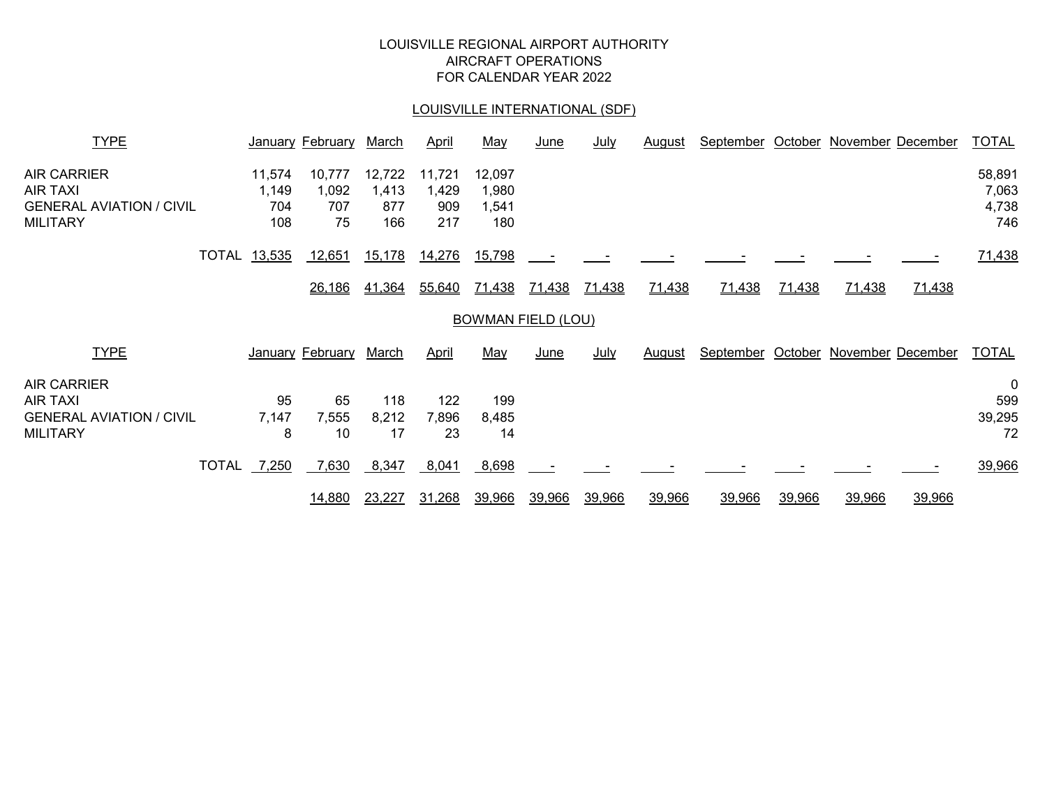LOUISVILLE REGIONAL AIRPORT AUTHORITY
AIRCRAFT OPERATIONS
FOR CALENDAR YEAR 2022

## LOUISVILLE INTERNATIONAL (SDF)

| TYPE | January | February | March | April | May | June | July | August | September | October | November | December | TOTAL |
|---|---|---|---|---|---|---|---|---|---|---|---|---|---|
| AIR CARRIER | 11,574 | 10,777 | 12,722 | 11,721 | 12,097 | | | | | | | | 58,891 |
| AIR TAXI | 1,149 | 1,092 | 1,413 | 1,429 | 1,980 | | | | | | | | 7,063 |
| GENERAL AVIATION / CIVIL | 704 | 707 | 877 | 909 | 1,541 | | | | | | | | 4,738 |
| MILITARY | 108 | 75 | 166 | 217 | 180 | | | | | | | | 746 |
| TOTAL | 13,535 | 12,651 | 15,178 | 14,276 | 15,798 | - | - | - | - | - | - | - | 71,438 |
| | | 26,186 | 41,364 | 55,640 | 71,438 | 71,438 | 71,438 | 71,438 | 71,438 | 71,438 | 71,438 | 71,438 | |

## BOWMAN FIELD (LOU)

| TYPE | January | February | March | April | May | June | July | August | September | October | November | December | TOTAL |
|---|---|---|---|---|---|---|---|---|---|---|---|---|---|
| AIR CARRIER | | | | | | | | | | | | | 0 |
| AIR TAXI | 95 | 65 | 118 | 122 | 199 | | | | | | | | 599 |
| GENERAL AVIATION / CIVIL | 7,147 | 7,555 | 8,212 | 7,896 | 8,485 | | | | | | | | 39,295 |
| MILITARY | 8 | 10 | 17 | 23 | 14 | | | | | | | | 72 |
| TOTAL | 7,250 | 7,630 | 8,347 | 8,041 | 8,698 | - | - | - | - | - | - | - | 39,966 |
| | | 14,880 | 23,227 | 31,268 | 39,966 | 39,966 | 39,966 | 39,966 | 39,966 | 39,966 | 39,966 | 39,966 | |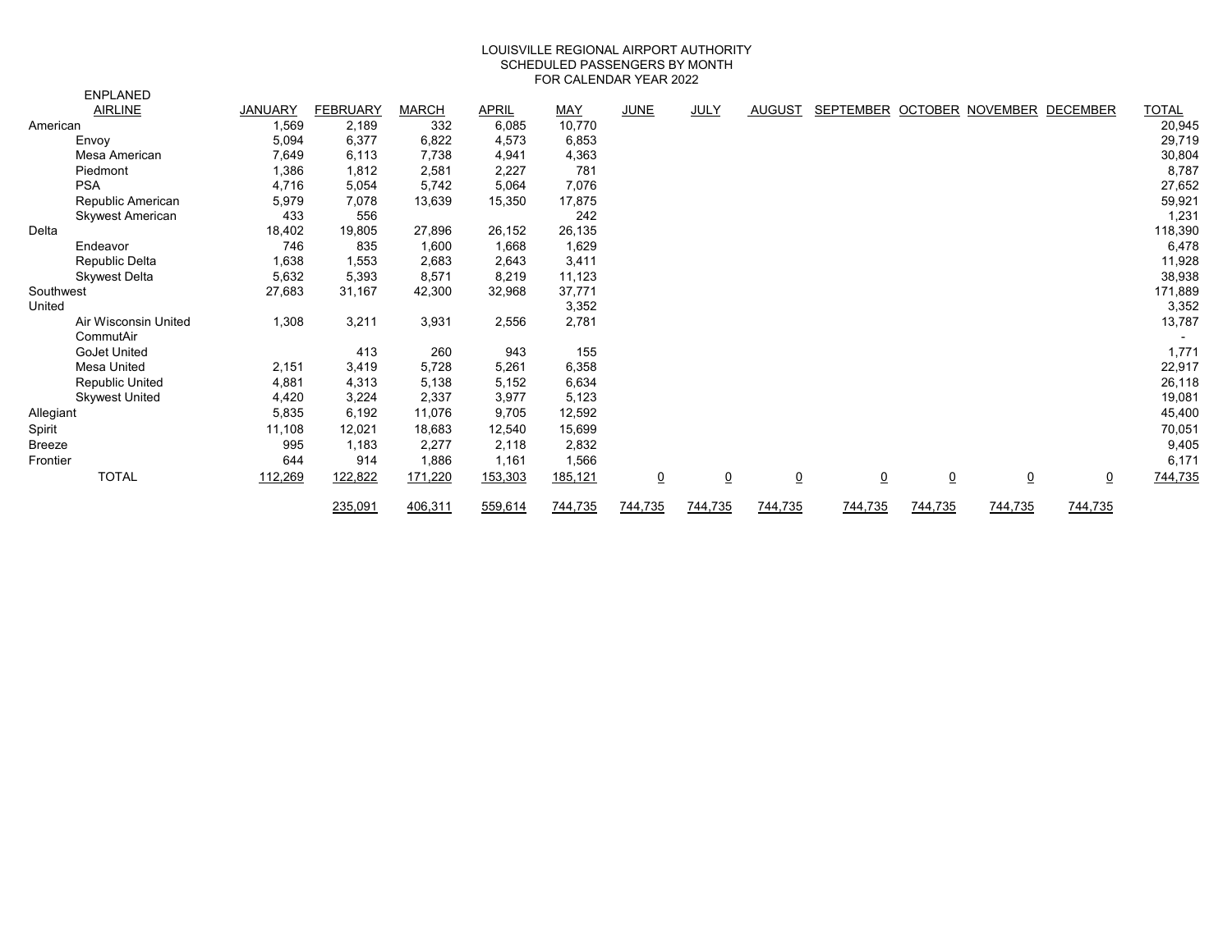LOUISVILLE REGIONAL AIRPORT AUTHORITY
SCHEDULED PASSENGERS BY MONTH
FOR CALENDAR YEAR 2022

| ENPLANED AIRLINE | JANUARY | FEBRUARY | MARCH | APRIL | MAY | JUNE | JULY | AUGUST | SEPTEMBER | OCTOBER | NOVEMBER | DECEMBER | TOTAL |
|---|---|---|---|---|---|---|---|---|---|---|---|---|---|
| American | 1,569 | 2,189 | 332 | 6,085 | 10,770 | | | | | | | | 20,945 |
| Envoy | 5,094 | 6,377 | 6,822 | 4,573 | 6,853 | | | | | | | | 29,719 |
| Mesa American | 7,649 | 6,113 | 7,738 | 4,941 | 4,363 | | | | | | | | 30,804 |
| Piedmont | 1,386 | 1,812 | 2,581 | 2,227 | 781 | | | | | | | | 8,787 |
| PSA | 4,716 | 5,054 | 5,742 | 5,064 | 7,076 | | | | | | | | 27,652 |
| Republic American | 5,979 | 7,078 | 13,639 | 15,350 | 17,875 | | | | | | | | 59,921 |
| Skywest American | 433 | 556 | | | 242 | | | | | | | | 1,231 |
| Delta | 18,402 | 19,805 | 27,896 | 26,152 | 26,135 | | | | | | | | 118,390 |
| Endeavor | 746 | 835 | 1,600 | 1,668 | 1,629 | | | | | | | | 6,478 |
| Republic Delta | 1,638 | 1,553 | 2,683 | 2,643 | 3,411 | | | | | | | | 11,928 |
| Skywest Delta | 5,632 | 5,393 | 8,571 | 8,219 | 11,123 | | | | | | | | 38,938 |
| Southwest | 27,683 | 31,167 | 42,300 | 32,968 | 37,771 | | | | | | | | 171,889 |
| United | | | | | 3,352 | | | | | | | | 3,352 |
| Air Wisconsin United | 1,308 | 3,211 | 3,931 | 2,556 | 2,781 | | | | | | | | 13,787 |
| CommutAir | | | | | | | | | | | | | - |
| GoJet United | | 413 | 260 | 943 | 155 | | | | | | | | 1,771 |
| Mesa United | 2,151 | 3,419 | 5,728 | 5,261 | 6,358 | | | | | | | | 22,917 |
| Republic United | 4,881 | 4,313 | 5,138 | 5,152 | 6,634 | | | | | | | | 26,118 |
| Skywest United | 4,420 | 3,224 | 2,337 | 3,977 | 5,123 | | | | | | | | 19,081 |
| Allegiant | 5,835 | 6,192 | 11,076 | 9,705 | 12,592 | | | | | | | | 45,400 |
| Spirit | 11,108 | 12,021 | 18,683 | 12,540 | 15,699 | | | | | | | | 70,051 |
| Breeze | 995 | 1,183 | 2,277 | 2,118 | 2,832 | | | | | | | | 9,405 |
| Frontier | 644 | 914 | 1,886 | 1,161 | 1,566 | | | | | | | | 6,171 |
| TOTAL | 112,269 | 122,822 | 171,220 | 153,303 | 185,121 | 0 | 0 | 0 | 0 | 0 | 0 | 0 | 744,735 |
| | | 235,091 | 406,311 | 559,614 | 744,735 | 744,735 | 744,735 | 744,735 | 744,735 | 744,735 | 744,735 | 744,735 | |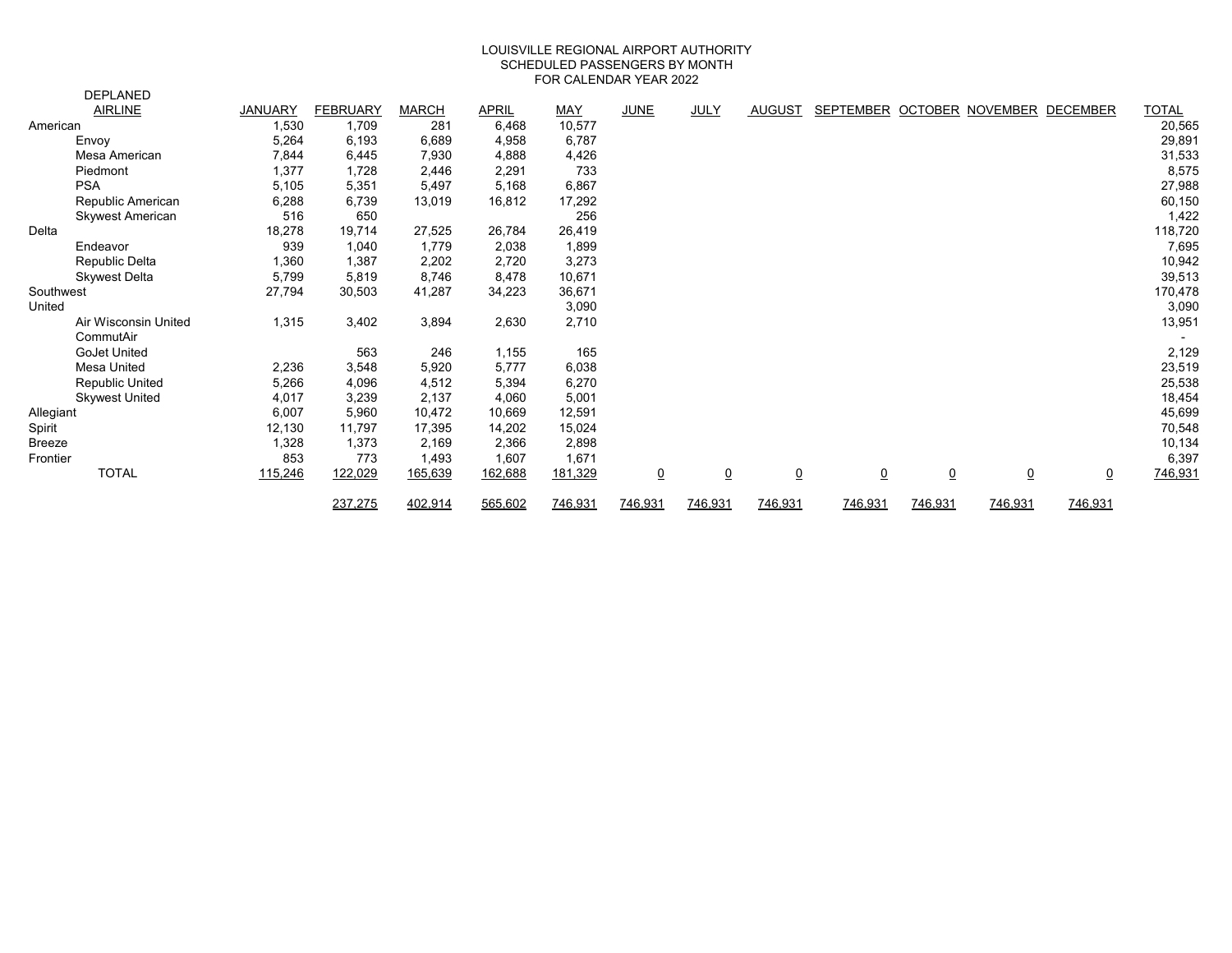# LOUISVILLE REGIONAL AIRPORT AUTHORITY
## SCHEDULED PASSENGERS BY MONTH
## FOR CALENDAR YEAR 2022

DEPLANED

| AIRLINE | JANUARY | FEBRUARY | MARCH | APRIL | MAY | JUNE | JULY | AUGUST | SEPTEMBER | OCTOBER | NOVEMBER | DECEMBER | TOTAL |
|---|---|---|---|---|---|---|---|---|---|---|---|---|---|
| American | 1,530 | 1,709 | 281 | 6,468 | 10,577 | | | | | | | | 20,565 |
| Envoy | 5,264 | 6,193 | 6,689 | 4,958 | 6,787 | | | | | | | | 29,891 |
| Mesa American | 7,844 | 6,445 | 7,930 | 4,888 | 4,426 | | | | | | | | 31,533 |
| Piedmont | 1,377 | 1,728 | 2,446 | 2,291 | 733 | | | | | | | | 8,575 |
| PSA | 5,105 | 5,351 | 5,497 | 5,168 | 6,867 | | | | | | | | 27,988 |
| Republic American | 6,288 | 6,739 | 13,019 | 16,812 | 17,292 | | | | | | | | 60,150 |
| Skywest American | 516 | 650 | | | 256 | | | | | | | | 1,422 |
| Delta | 18,278 | 19,714 | 27,525 | 26,784 | 26,419 | | | | | | | | 118,720 |
| Endeavor | 939 | 1,040 | 1,779 | 2,038 | 1,899 | | | | | | | | 7,695 |
| Republic Delta | 1,360 | 1,387 | 2,202 | 2,720 | 3,273 | | | | | | | | 10,942 |
| Skywest Delta | 5,799 | 5,819 | 8,746 | 8,478 | 10,671 | | | | | | | | 39,513 |
| Southwest | 27,794 | 30,503 | 41,287 | 34,223 | 36,671 | | | | | | | | 170,478 |
| United | | | | | 3,090 | | | | | | | | 3,090 |
| Air Wisconsin United | 1,315 | 3,402 | 3,894 | 2,630 | 2,710 | | | | | | | | 13,951 |
| CommutAir | | | | | | | | | | | | | - |
| GoJet United | | 563 | 246 | 1,155 | 165 | | | | | | | | 2,129 |
| Mesa United | 2,236 | 3,548 | 5,920 | 5,777 | 6,038 | | | | | | | | 23,519 |
| Republic United | 5,266 | 4,096 | 4,512 | 5,394 | 6,270 | | | | | | | | 25,538 |
| Skywest United | 4,017 | 3,239 | 2,137 | 4,060 | 5,001 | | | | | | | | 18,454 |
| Allegiant | 6,007 | 5,960 | 10,472 | 10,669 | 12,591 | | | | | | | | 45,699 |
| Spirit | 12,130 | 11,797 | 17,395 | 14,202 | 15,024 | | | | | | | | 70,548 |
| Breeze | 1,328 | 1,373 | 2,169 | 2,366 | 2,898 | | | | | | | | 10,134 |
| Frontier | 853 | 773 | 1,493 | 1,607 | 1,671 | | | | | | | | 6,397 |
| TOTAL | 115,246 | 122,029 | 165,639 | 162,688 | 181,329 | 0 | 0 | 0 | 0 | 0 | 0 | 0 | 746,931 |
| | | 237,275 | 402,914 | 565,602 | 746,931 | 746,931 | 746,931 | 746,931 | 746,931 | 746,931 | 746,931 | 746,931 | |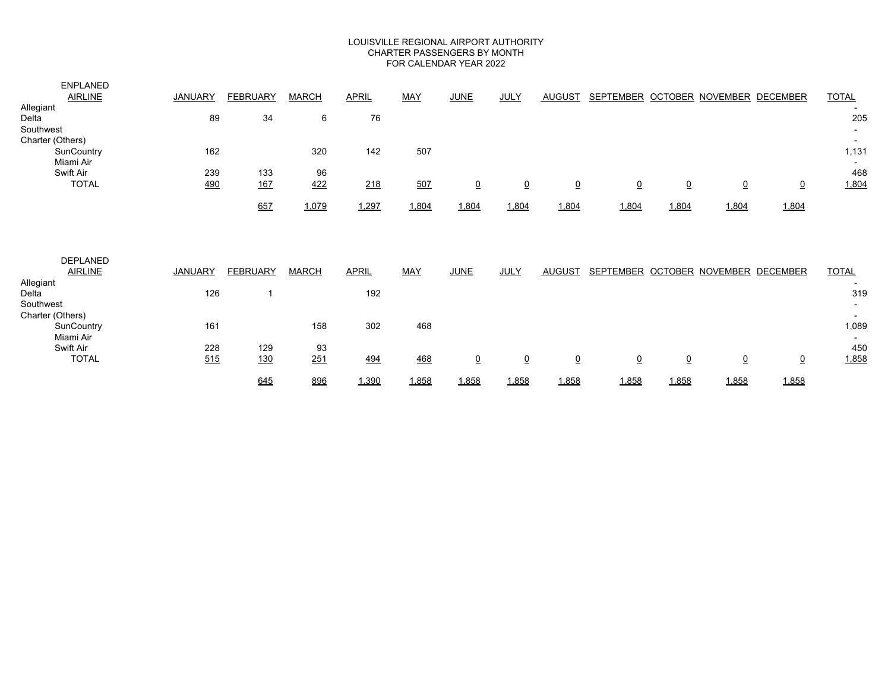# LOUISVILLE REGIONAL AIRPORT AUTHORITY
## CHARTER PASSENGERS BY MONTH
## FOR CALENDAR YEAR 2022

| ENPLANED AIRLINE | JANUARY | FEBRUARY | MARCH | APRIL | MAY | JUNE | JULY | AUGUST | SEPTEMBER | OCTOBER | NOVEMBER | DECEMBER | TOTAL |
|---|---|---|---|---|---|---|---|---|---|---|---|---|---|
| Allegiant | | | | | | | | | | | | | - |
| Delta | 89 | 34 | 6 | 76 | | | | | | | | | 205 |
| Southwest | | | | | | | | | | | | | - |
| Charter (Others) | | | | | | | | | | | | | - |
| SunCountry | 162 | | 320 | 142 | 507 | | | | | | | | 1,131 |
| Miami Air | | | | | | | | | | | | | - |
| Swift Air | 239 | 133 | 96 | | | | | | | | | | 468 |
| TOTAL | 490 | 167 | 422 | 218 | 507 | 0 | 0 | 0 | 0 | 0 | 0 | 0 | 1,804 |
| | | 657 | 1,079 | 1,297 | 1,804 | 1,804 | 1,804 | 1,804 | 1,804 | 1,804 | 1,804 | 1,804 | |

| DEPLANED AIRLINE | JANUARY | FEBRUARY | MARCH | APRIL | MAY | JUNE | JULY | AUGUST | SEPTEMBER | OCTOBER | NOVEMBER | DECEMBER | TOTAL |
|---|---|---|---|---|---|---|---|---|---|---|---|---|---|
| Allegiant | | | | | | | | | | | | | - |
| Delta | 126 | 1 | | 192 | | | | | | | | | 319 |
| Southwest | | | | | | | | | | | | | - |
| Charter (Others) | | | | | | | | | | | | | - |
| SunCountry | 161 | | 158 | 302 | 468 | | | | | | | | 1,089 |
| Miami Air | | | | | | | | | | | | | - |
| Swift Air | 228 | 129 | 93 | | | | | | | | | | 450 |
| TOTAL | 515 | 130 | 251 | 494 | 468 | 0 | 0 | 0 | 0 | 0 | 0 | 0 | 1,858 |
| | | 645 | 896 | 1,390 | 1,858 | 1,858 | 1,858 | 1,858 | 1,858 | 1,858 | 1,858 | 1,858 | |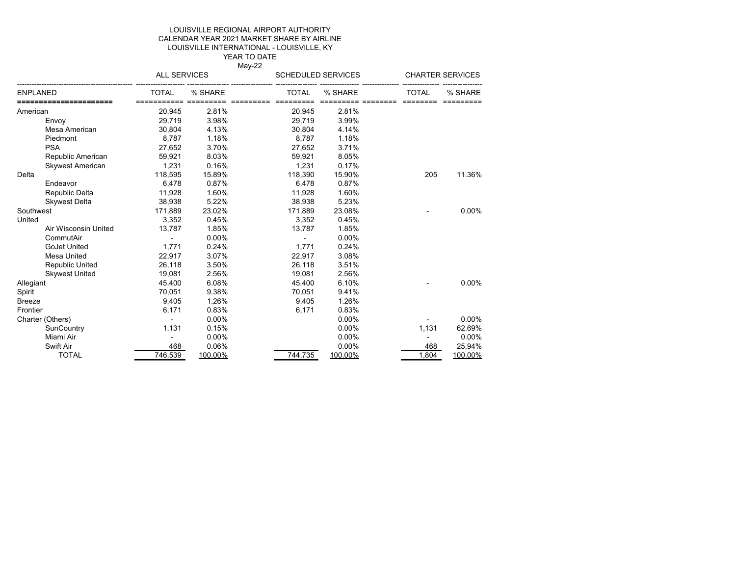LOUISVILLE REGIONAL AIRPORT AUTHORITY
CALENDAR YEAR 2021 MARKET SHARE BY AIRLINE
LOUISVILLE INTERNATIONAL - LOUISVILLE, KY
YEAR TO DATE
May-22

| ENPLANED | ALL SERVICES TOTAL | ALL SERVICES % SHARE | SCHEDULED SERVICES TOTAL | SCHEDULED SERVICES % SHARE | CHARTER SERVICES TOTAL | CHARTER SERVICES % SHARE |
|---|---|---|---|---|---|---|
| American | 20,945 | 2.81% | 20,945 | 2.81% | | |
| Envoy | 29,719 | 3.98% | 29,719 | 3.99% | | |
| Mesa American | 30,804 | 4.13% | 30,804 | 4.14% | | |
| Piedmont | 8,787 | 1.18% | 8,787 | 1.18% | | |
| PSA | 27,652 | 3.70% | 27,652 | 3.71% | | |
| Republic American | 59,921 | 8.03% | 59,921 | 8.05% | | |
| Skywest American | 1,231 | 0.16% | 1,231 | 0.17% | | |
| Delta | 118,595 | 15.89% | 118,390 | 15.90% | 205 | 11.36% |
| Endeavor | 6,478 | 0.87% | 6,478 | 0.87% | | |
| Republic Delta | 11,928 | 1.60% | 11,928 | 1.60% | | |
| Skywest Delta | 38,938 | 5.22% | 38,938 | 5.23% | | |
| Southwest | 171,889 | 23.02% | 171,889 | 23.08% | - | 0.00% |
| United | 3,352 | 0.45% | 3,352 | 0.45% | | |
| Air Wisconsin United | 13,787 | 1.85% | 13,787 | 1.85% | | |
| CommutAir | - | 0.00% | - | 0.00% | | |
| GoJet United | 1,771 | 0.24% | 1,771 | 0.24% | | |
| Mesa United | 22,917 | 3.07% | 22,917 | 3.08% | | |
| Republic United | 26,118 | 3.50% | 26,118 | 3.51% | | |
| Skywest United | 19,081 | 2.56% | 19,081 | 2.56% | | |
| Allegiant | 45,400 | 6.08% | 45,400 | 6.10% | - | 0.00% |
| Spirit | 70,051 | 9.38% | 70,051 | 9.41% | | |
| Breeze | 9,405 | 1.26% | 9,405 | 1.26% | | |
| Frontier | 6,171 | 0.83% | 6,171 | 0.83% | | |
| Charter (Others) | - | 0.00% | | 0.00% | - | 0.00% |
| SunCountry | 1,131 | 0.15% | | 0.00% | 1,131 | 62.69% |
| Miami Air | - | 0.00% | | 0.00% | - | 0.00% |
| Swift Air | 468 | 0.06% | | 0.00% | 468 | 25.94% |
| TOTAL | 746,539 | 100.00% | 744,735 | 100.00% | 1,804 | 100.00% |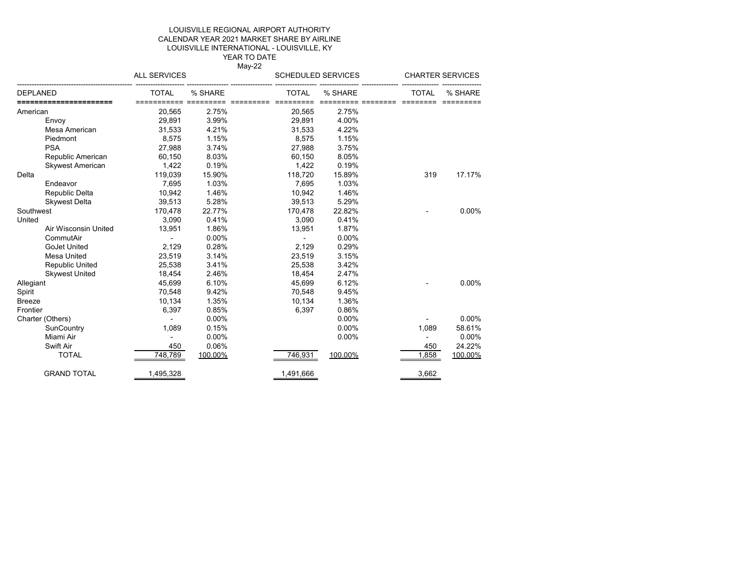LOUISVILLE REGIONAL AIRPORT AUTHORITY
CALENDAR YEAR 2021 MARKET SHARE BY AIRLINE
LOUISVILLE INTERNATIONAL - LOUISVILLE, KY
YEAR TO DATE
May-22

| | ALL SERVICES | | SCHEDULED SERVICES | | CHARTER SERVICES | |
|---|---|---|---|---|---|---|
| DEPLANED | TOTAL | % SHARE | TOTAL | % SHARE | TOTAL | % SHARE |
| American | 20,565 | 2.75% | 20,565 | 2.75% | | |
| Envoy | 29,891 | 3.99% | 29,891 | 4.00% | | |
| Mesa American | 31,533 | 4.21% | 31,533 | 4.22% | | |
| Piedmont | 8,575 | 1.15% | 8,575 | 1.15% | | |
| PSA | 27,988 | 3.74% | 27,988 | 3.75% | | |
| Republic American | 60,150 | 8.03% | 60,150 | 8.05% | | |
| Skywest American | 1,422 | 0.19% | 1,422 | 0.19% | | |
| Delta | 119,039 | 15.90% | 118,720 | 15.89% | 319 | 17.17% |
| Endeavor | 7,695 | 1.03% | 7,695 | 1.03% | | |
| Republic Delta | 10,942 | 1.46% | 10,942 | 1.46% | | |
| Skywest Delta | 39,513 | 5.28% | 39,513 | 5.29% | | |
| Southwest | 170,478 | 22.77% | 170,478 | 22.82% | - | 0.00% |
| United | 3,090 | 0.41% | 3,090 | 0.41% | | |
| Air Wisconsin United | 13,951 | 1.86% | 13,951 | 1.87% | | |
| CommutAir | - | 0.00% | - | 0.00% | | |
| GoJet United | 2,129 | 0.28% | 2,129 | 0.29% | | |
| Mesa United | 23,519 | 3.14% | 23,519 | 3.15% | | |
| Republic United | 25,538 | 3.41% | 25,538 | 3.42% | | |
| Skywest United | 18,454 | 2.46% | 18,454 | 2.47% | | |
| Allegiant | 45,699 | 6.10% | 45,699 | 6.12% | - | 0.00% |
| Spirit | 70,548 | 9.42% | 70,548 | 9.45% | | |
| Breeze | 10,134 | 1.35% | 10,134 | 1.36% | | |
| Frontier | 6,397 | 0.85% | 6,397 | 0.86% | | |
| Charter (Others) | - | 0.00% | | 0.00% | - | 0.00% |
| SunCountry | 1,089 | 0.15% | | 0.00% | 1,089 | 58.61% |
| Miami Air | - | 0.00% | | 0.00% | - | 0.00% |
| Swift Air | 450 | 0.06% | | | 450 | 24.22% |
| TOTAL | 748,789 | 100.00% | 746,931 | 100.00% | 1,858 | 100.00% |
| GRAND TOTAL | 1,495,328 | | 1,491,666 | | 3,662 | |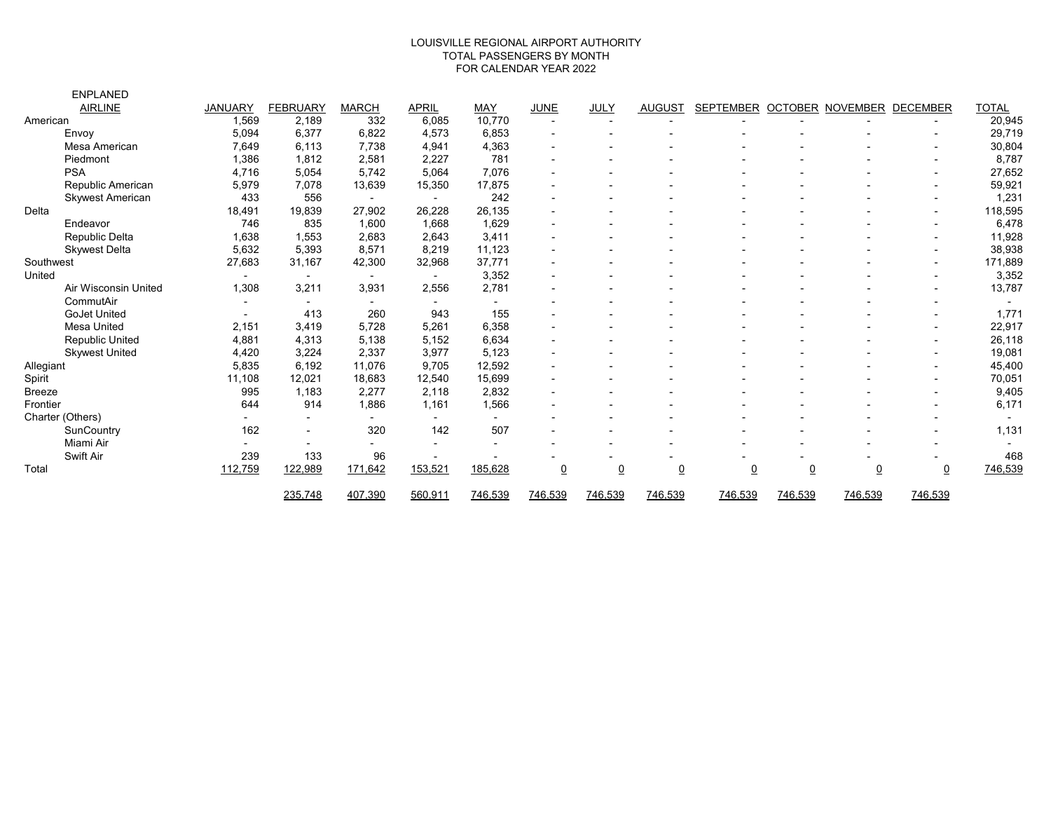LOUISVILLE REGIONAL AIRPORT AUTHORITY
TOTAL PASSENGERS BY MONTH
FOR CALENDAR YEAR 2022

ENPLANED

| AIRLINE | JANUARY | FEBRUARY | MARCH | APRIL | MAY | JUNE | JULY | AUGUST | SEPTEMBER | OCTOBER | NOVEMBER | DECEMBER | TOTAL |
|---|---|---|---|---|---|---|---|---|---|---|---|---|---|
| American | 1,569 | 2,189 | 332 | 6,085 | 10,770 | - | - | - | - | - | - | - | 20,945 |
| Envoy | 5,094 | 6,377 | 6,822 | 4,573 | 6,853 | - | - | - | - | - | - | - | 29,719 |
| Mesa American | 7,649 | 6,113 | 7,738 | 4,941 | 4,363 | - | - | - | - | - | - | - | 30,804 |
| Piedmont | 1,386 | 1,812 | 2,581 | 2,227 | 781 | - | - | - | - | - | - | - | 8,787 |
| PSA | 4,716 | 5,054 | 5,742 | 5,064 | 7,076 | - | - | - | - | - | - | - | 27,652 |
| Republic American | 5,979 | 7,078 | 13,639 | 15,350 | 17,875 | - | - | - | - | - | - | - | 59,921 |
| Skywest American | 433 | 556 | - | - | 242 | - | - | - | - | - | - | - | 1,231 |
| Delta | 18,491 | 19,839 | 27,902 | 26,228 | 26,135 | - | - | - | - | - | - | - | 118,595 |
| Endeavor | 746 | 835 | 1,600 | 1,668 | 1,629 | - | - | - | - | - | - | - | 6,478 |
| Republic Delta | 1,638 | 1,553 | 2,683 | 2,643 | 3,411 | - | - | - | - | - | - | - | 11,928 |
| Skywest Delta | 5,632 | 5,393 | 8,571 | 8,219 | 11,123 | - | - | - | - | - | - | - | 38,938 |
| Southwest | 27,683 | 31,167 | 42,300 | 32,968 | 37,771 | - | - | - | - | - | - | - | 171,889 |
| United | - | - | - | - | 3,352 | - | - | - | - | - | - | - | 3,352 |
| Air Wisconsin United | 1,308 | 3,211 | 3,931 | 2,556 | 2,781 | - | - | - | - | - | - | - | 13,787 |
| CommutAir | - | - | - | - | - | - | - | - | - | - | - | - | - |
| GoJet United | - | 413 | 260 | 943 | 155 | - | - | - | - | - | - | - | 1,771 |
| Mesa United | 2,151 | 3,419 | 5,728 | 5,261 | 6,358 | - | - | - | - | - | - | - | 22,917 |
| Republic United | 4,881 | 4,313 | 5,138 | 5,152 | 6,634 | - | - | - | - | - | - | - | 26,118 |
| Skywest United | 4,420 | 3,224 | 2,337 | 3,977 | 5,123 | - | - | - | - | - | - | - | 19,081 |
| Allegiant | 5,835 | 6,192 | 11,076 | 9,705 | 12,592 | - | - | - | - | - | - | - | 45,400 |
| Spirit | 11,108 | 12,021 | 18,683 | 12,540 | 15,699 | - | - | - | - | - | - | - | 70,051 |
| Breeze | 995 | 1,183 | 2,277 | 2,118 | 2,832 | - | - | - | - | - | - | - | 9,405 |
| Frontier | 644 | 914 | 1,886 | 1,161 | 1,566 | - | - | - | - | - | - | - | 6,171 |
| Charter (Others) | - | - | - | - | - | - | - | - | - | - | - | - | - |
| SunCountry | 162 | - | 320 | 142 | 507 | - | - | - | - | - | - | - | 1,131 |
| Miami Air | - | - | - | - | - | - | - | - | - | - | - | - | - |
| Swift Air | 239 | 133 | 96 | - | - | - | - | - | - | - | - | - | 468 |
| Total | 112,759 | 122,989 | 171,642 | 153,521 | 185,628 | 0 | 0 | 0 | 0 | 0 | 0 | 0 | 746,539 |
| | | 235,748 | 407,390 | 560,911 | 746,539 | 746,539 | 746,539 | 746,539 | 746,539 | 746,539 | 746,539 | 746,539 | |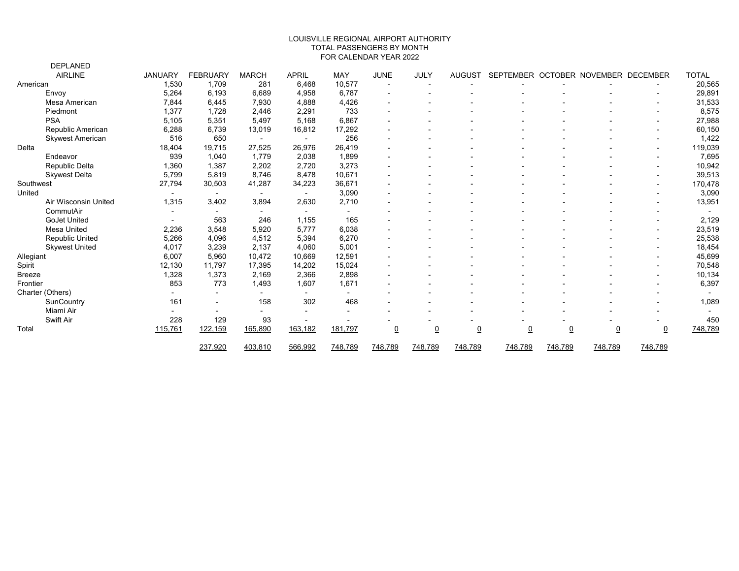LOUISVILLE REGIONAL AIRPORT AUTHORITY
TOTAL PASSENGERS BY MONTH
FOR CALENDAR YEAR 2022

| DEPLANED AIRLINE | JANUARY | FEBRUARY | MARCH | APRIL | MAY | JUNE | JULY | AUGUST | SEPTEMBER | OCTOBER | NOVEMBER | DECEMBER | TOTAL |
|---|---|---|---|---|---|---|---|---|---|---|---|---|---|
| American | 1,530 | 1,709 | 281 | 6,468 | 10,577 | - | - | - | - | - | - | - | 20,565 |
| Envoy | 5,264 | 6,193 | 6,689 | 4,958 | 6,787 | - | - | - | - | - | - | - | 29,891 |
| Mesa American | 7,844 | 6,445 | 7,930 | 4,888 | 4,426 | - | - | - | - | - | - | - | 31,533 |
| Piedmont | 1,377 | 1,728 | 2,446 | 2,291 | 733 | - | - | - | - | - | - | - | 8,575 |
| PSA | 5,105 | 5,351 | 5,497 | 5,168 | 6,867 | - | - | - | - | - | - | - | 27,988 |
| Republic American | 6,288 | 6,739 | 13,019 | 16,812 | 17,292 | - | - | - | - | - | - | - | 60,150 |
| Skywest American | 516 | 650 | - | - | 256 | - | - | - | - | - | - | - | 1,422 |
| Delta | 18,404 | 19,715 | 27,525 | 26,976 | 26,419 | - | - | - | - | - | - | - | 119,039 |
| Endeavor | 939 | 1,040 | 1,779 | 2,038 | 1,899 | - | - | - | - | - | - | - | 7,695 |
| Republic Delta | 1,360 | 1,387 | 2,202 | 2,720 | 3,273 | - | - | - | - | - | - | - | 10,942 |
| Skywest Delta | 5,799 | 5,819 | 8,746 | 8,478 | 10,671 | - | - | - | - | - | - | - | 39,513 |
| Southwest | 27,794 | 30,503 | 41,287 | 34,223 | 36,671 | - | - | - | - | - | - | - | 170,478 |
| United | - | - | - | - | 3,090 | - | - | - | - | - | - | - | 3,090 |
| Air Wisconsin United | 1,315 | 3,402 | 3,894 | 2,630 | 2,710 | - | - | - | - | - | - | - | 13,951 |
| CommutAir | - | - | - | - | - | - | - | - | - | - | - | - | - |
| GoJet United | - | 563 | 246 | 1,155 | 165 | - | - | - | - | - | - | - | 2,129 |
| Mesa United | 2,236 | 3,548 | 5,920 | 5,777 | 6,038 | - | - | - | - | - | - | - | 23,519 |
| Republic United | 5,266 | 4,096 | 4,512 | 5,394 | 6,270 | - | - | - | - | - | - | - | 25,538 |
| Skywest United | 4,017 | 3,239 | 2,137 | 4,060 | 5,001 | - | - | - | - | - | - | - | 18,454 |
| Allegiant | 6,007 | 5,960 | 10,472 | 10,669 | 12,591 | - | - | - | - | - | - | - | 45,699 |
| Spirit | 12,130 | 11,797 | 17,395 | 14,202 | 15,024 | - | - | - | - | - | - | - | 70,548 |
| Breeze | 1,328 | 1,373 | 2,169 | 2,366 | 2,898 | - | - | - | - | - | - | - | 10,134 |
| Frontier | 853 | 773 | 1,493 | 1,607 | 1,671 | - | - | - | - | - | - | - | 6,397 |
| Charter (Others) | - | - | - | - | - | - | - | - | - | - | - | - | - |
| SunCountry | 161 | - | 158 | 302 | 468 | - | - | - | - | - | - | - | 1,089 |
| Miami Air | - | - | - | - | - | - | - | - | - | - | - | - | - |
| Swift Air | 228 | 129 | 93 | - | - | - | - | - | - | - | - | - | 450 |
| Total | 115,761 | 122,159 | 165,890 | 163,182 | 181,797 | 0 | 0 | 0 | 0 | 0 | 0 | 0 | 748,789 |
| | | 237,920 | 403,810 | 566,992 | 748,789 | 748,789 | 748,789 | 748,789 | 748,789 | 748,789 | 748,789 | 748,789 | |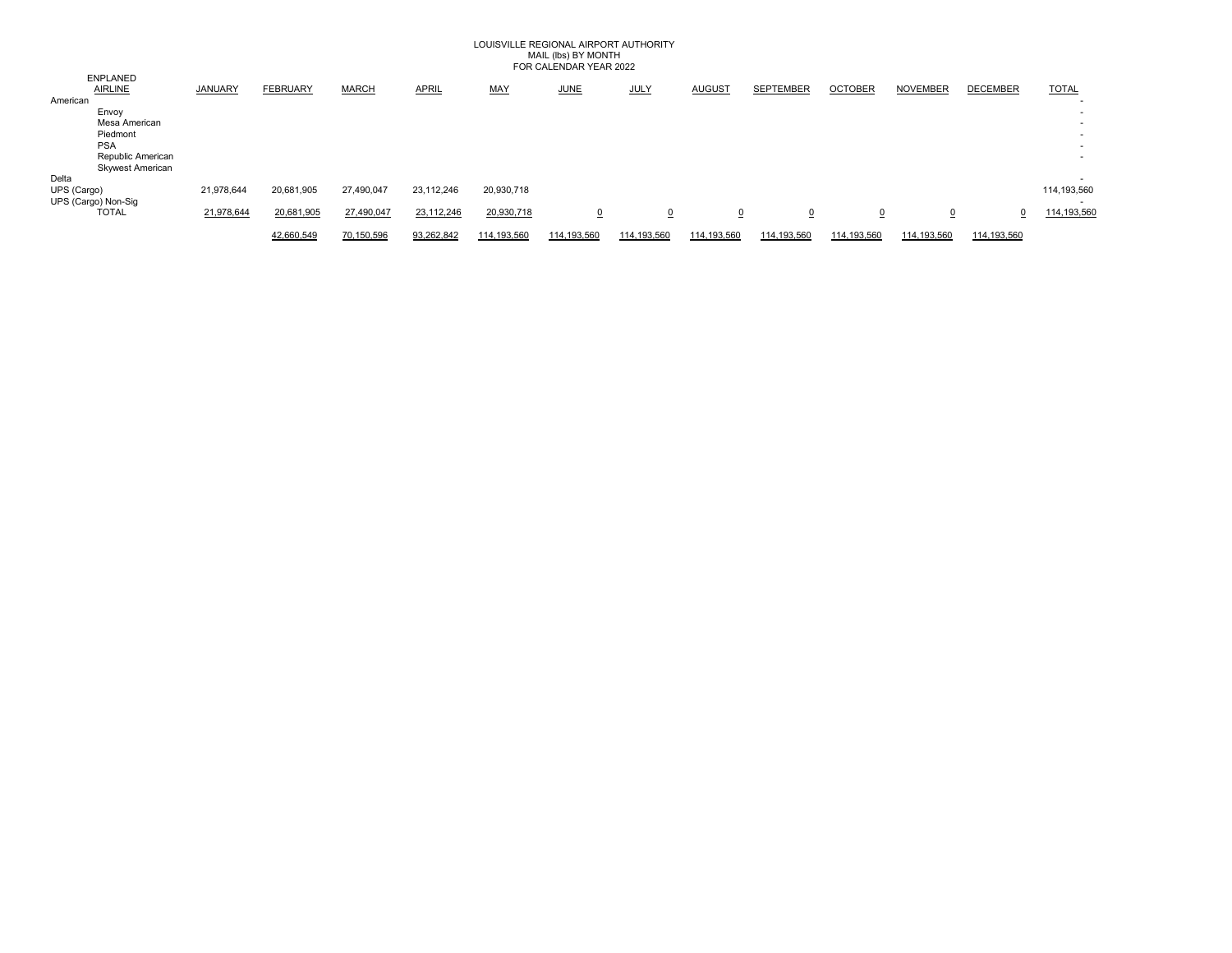# LOUISVILLE REGIONAL AIRPORT AUTHORITY
## MAIL (lbs) BY MONTH
## FOR CALENDAR YEAR 2022

| ENPLANED AIRLINE | JANUARY | FEBRUARY | MARCH | APRIL | MAY | JUNE | JULY | AUGUST | SEPTEMBER | OCTOBER | NOVEMBER | DECEMBER | TOTAL |
|---|---|---|---|---|---|---|---|---|---|---|---|---|---|
| American | | | | | | | | | | | | | - |
| Envoy | | | | | | | | | | | | | - |
| Mesa American | | | | | | | | | | | | | - |
| Piedmont | | | | | | | | | | | | | - |
| PSA | | | | | | | | | | | | | - |
| Republic American | | | | | | | | | | | | | - |
| Skywest American | | | | | | | | | | | | | |
| Delta | | | | | | | | | | | | | - |
| UPS (Cargo) | 21,978,644 | 20,681,905 | 27,490,047 | 23,112,246 | 20,930,718 | | | | | | | | 114,193,560 |
| UPS (Cargo) Non-Sig | | | | | | | | | | | | | - |
| TOTAL | 21,978,644 | 20,681,905 | 27,490,047 | 23,112,246 | 20,930,718 | 0 | 0 | 0 | 0 | 0 | 0 | 0 | 114,193,560 |
| | | 42,660,549 | 70,150,596 | 93,262,842 | 114,193,560 | 114,193,560 | 114,193,560 | 114,193,560 | 114,193,560 | 114,193,560 | 114,193,560 | 114,193,560 | |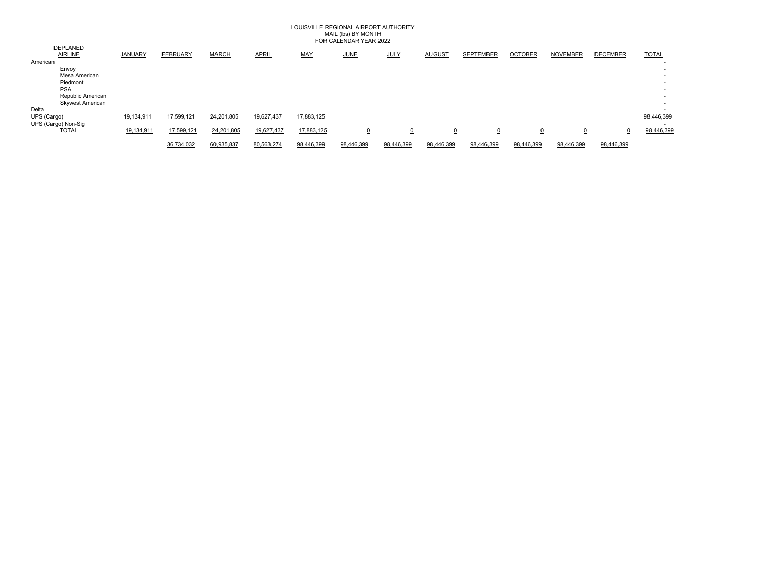LOUISVILLE REGIONAL AIRPORT AUTHORITY
MAIL (lbs) BY MONTH
FOR CALENDAR YEAR 2022

| DEPLANED AIRLINE | JANUARY | FEBRUARY | MARCH | APRIL | MAY | JUNE | JULY | AUGUST | SEPTEMBER | OCTOBER | NOVEMBER | DECEMBER | TOTAL |
|---|---|---|---|---|---|---|---|---|---|---|---|---|---|
| American | | | | | | | | | | | | | - |
| Envoy | | | | | | | | | | | | | - |
| Mesa American | | | | | | | | | | | | | - |
| Piedmont | | | | | | | | | | | | | - |
| PSA | | | | | | | | | | | | | - |
| Republic American | | | | | | | | | | | | | - |
| Skywest American | | | | | | | | | | | | | - |
| Delta | | | | | | | | | | | | | - |
| UPS (Cargo) | 19,134,911 | 17,599,121 | 24,201,805 | 19,627,437 | 17,883,125 | | | | | | | | 98,446,399 |
| UPS (Cargo) Non-Sig | | | | | | | | | | | | | - |
| TOTAL | 19,134,911 | 17,599,121 | 24,201,805 | 19,627,437 | 17,883,125 | 0 | 0 | 0 | 0 | 0 | 0 | 0 | 98,446,399 |
| | | 36,734,032 | 60,935,837 | 80,563,274 | 98,446,399 | 98,446,399 | 98,446,399 | 98,446,399 | 98,446,399 | 98,446,399 | 98,446,399 | 98,446,399 | |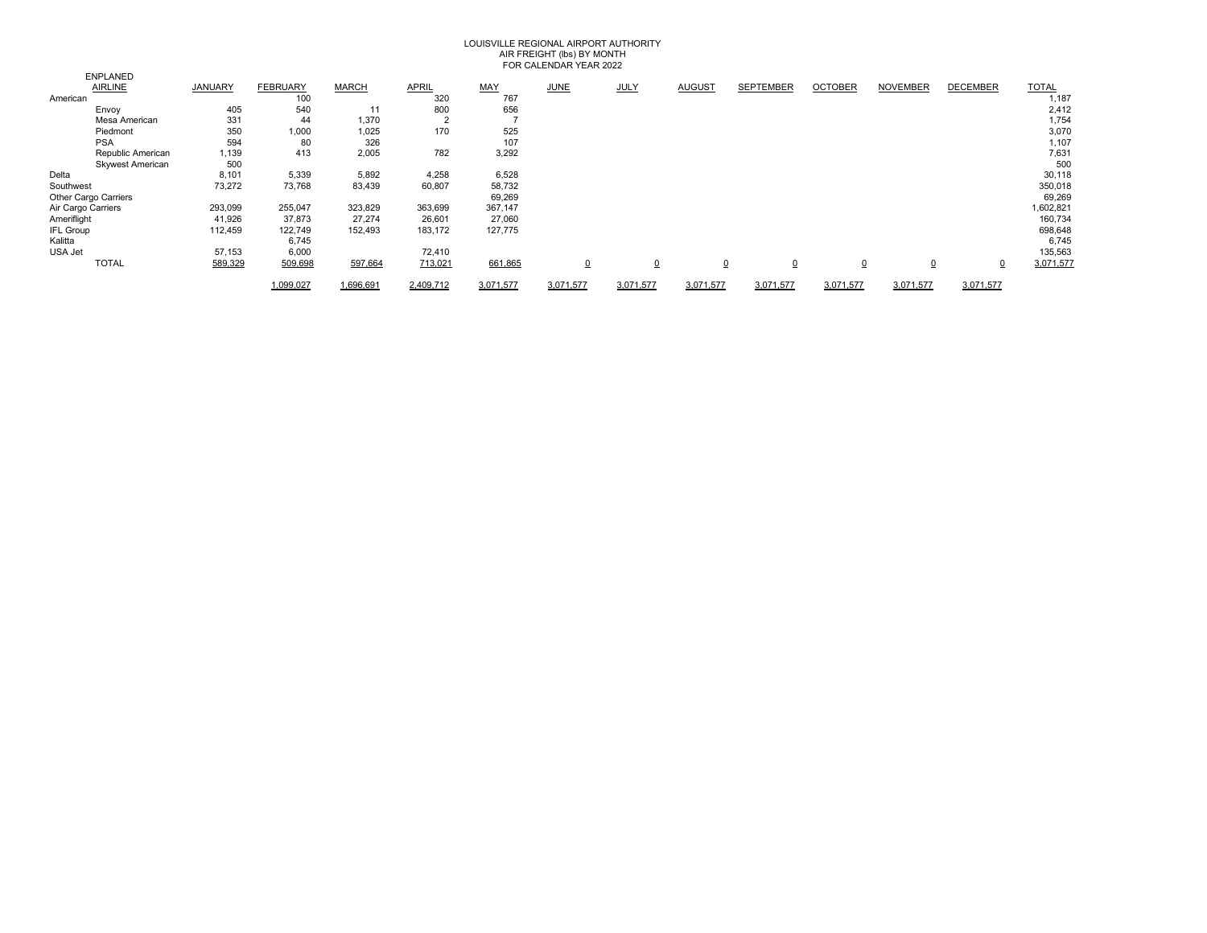# LOUISVILLE REGIONAL AIRPORT AUTHORITY
## AIR FREIGHT (lbs) BY MONTH
## FOR CALENDAR YEAR 2022

| ENPLANED AIRLINE | JANUARY | FEBRUARY | MARCH | APRIL | MAY | JUNE | JULY | AUGUST | SEPTEMBER | OCTOBER | NOVEMBER | DECEMBER | TOTAL |
|---|---|---|---|---|---|---|---|---|---|---|---|---|---|
| American | | 100 | | 320 | 767 | | | | | | | | 1,187 |
| Envoy | 405 | 540 | 11 | 800 | 656 | | | | | | | | 2,412 |
| Mesa American | 331 | 44 | 1,370 | 2 | 7 | | | | | | | | 1,754 |
| Piedmont | 350 | 1,000 | 1,025 | 170 | 525 | | | | | | | | 3,070 |
| PSA | 594 | 80 | 326 | | 107 | | | | | | | | 1,107 |
| Republic American | 1,139 | 413 | 2,005 | 782 | 3,292 | | | | | | | | 7,631 |
| Skywest American | 500 | | | | | | | | | | | | 500 |
| Delta | 8,101 | 5,339 | 5,892 | 4,258 | 6,528 | | | | | | | | 30,118 |
| Southwest | 73,272 | 73,768 | 83,439 | 60,807 | 58,732 | | | | | | | | 350,018 |
| Other Cargo Carriers | | | | | 69,269 | | | | | | | | 69,269 |
| Air Cargo Carriers | 293,099 | 255,047 | 323,829 | 363,699 | 367,147 | | | | | | | | 1,602,821 |
| Ameriflight | 41,926 | 37,873 | 27,274 | 26,601 | 27,060 | | | | | | | | 160,734 |
| IFL Group | 112,459 | 122,749 | 152,493 | 183,172 | 127,775 | | | | | | | | 698,648 |
| Kalitta | | 6,745 | | | | | | | | | | | 6,745 |
| USA Jet | 57,153 | 6,000 | | 72,410 | | | | | | | | | 135,563 |
| TOTAL | 589,329 | 509,698 | 597,664 | 713,021 | 661,865 | 0 | 0 | 0 | 0 | 0 | 0 | 0 | 3,071,577 |
| | | 1,099,027 | 1,696,691 | 2,409,712 | 3,071,577 | 3,071,577 | 3,071,577 | 3,071,577 | 3,071,577 | 3,071,577 | 3,071,577 | 3,071,577 | |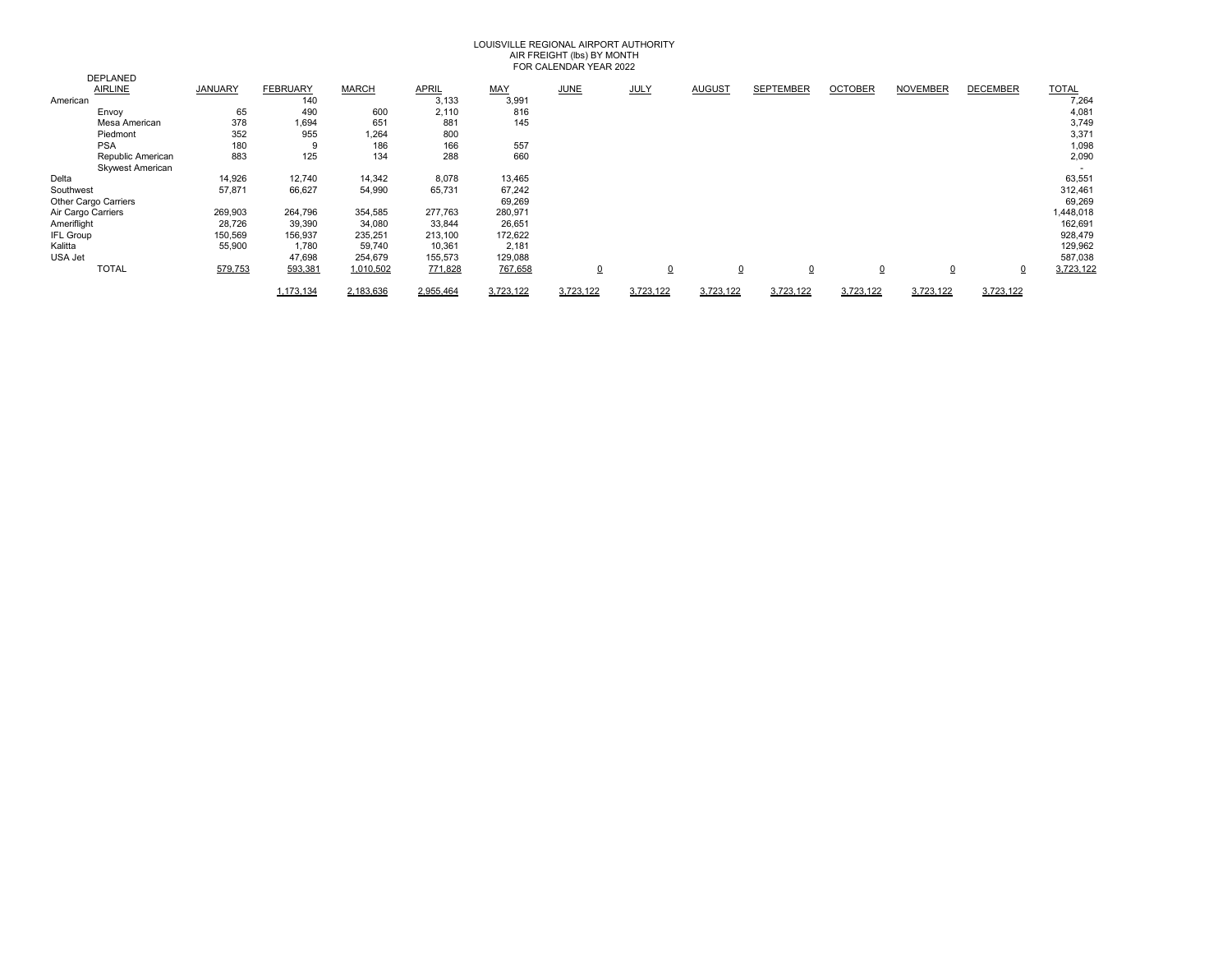LOUISVILLE REGIONAL AIRPORT AUTHORITY
AIR FREIGHT (lbs) BY MONTH
FOR CALENDAR YEAR 2022

DEPLANED

| AIRLINE | JANUARY | FEBRUARY | MARCH | APRIL | MAY | JUNE | JULY | AUGUST | SEPTEMBER | OCTOBER | NOVEMBER | DECEMBER | TOTAL |
|---|---|---|---|---|---|---|---|---|---|---|---|---|---|
| American | | 140 | | 3,133 | 3,991 | | | | | | | | 7,264 |
| Envoy | 65 | 490 | 600 | 2,110 | 816 | | | | | | | | 4,081 |
| Mesa American | 378 | 1,694 | 651 | 881 | 145 | | | | | | | | 3,749 |
| Piedmont | 352 | 955 | 1,264 | 800 | | | | | | | | | 3,371 |
| PSA | 180 | 9 | 186 | 166 | 557 | | | | | | | | 1,098 |
| Republic American | 883 | 125 | 134 | 288 | 660 | | | | | | | | 2,090 |
| Skywest American | | | | | | | | | | | | | - |
| Delta | 14,926 | 12,740 | 14,342 | 8,078 | 13,465 | | | | | | | | 63,551 |
| Southwest | 57,871 | 66,627 | 54,990 | 65,731 | 67,242 | | | | | | | | 312,461 |
| Other Cargo Carriers | | | | | 69,269 | | | | | | | | 69,269 |
| Air Cargo Carriers | 269,903 | 264,796 | 354,585 | 277,763 | 280,971 | | | | | | | | 1,448,018 |
| Ameriflight | 28,726 | 39,390 | 34,080 | 33,844 | 26,651 | | | | | | | | 162,691 |
| IFL Group | 150,569 | 156,937 | 235,251 | 213,100 | 172,622 | | | | | | | | 928,479 |
| Kalitta | 55,900 | 1,780 | 59,740 | 10,361 | 2,181 | | | | | | | | 129,962 |
| USA Jet | | 47,698 | 254,679 | 155,573 | 129,088 | | | | | | | | 587,038 |
| TOTAL | 579,753 | 593,381 | 1,010,502 | 771,828 | 767,658 | 0 | 0 | 0 | 0 | 0 | 0 | 0 | 3,723,122 |
| | | 1,173,134 | 2,183,636 | 2,955,464 | 3,723,122 | 3,723,122 | 3,723,122 | 3,723,122 | 3,723,122 | 3,723,122 | 3,723,122 | 3,723,122 | |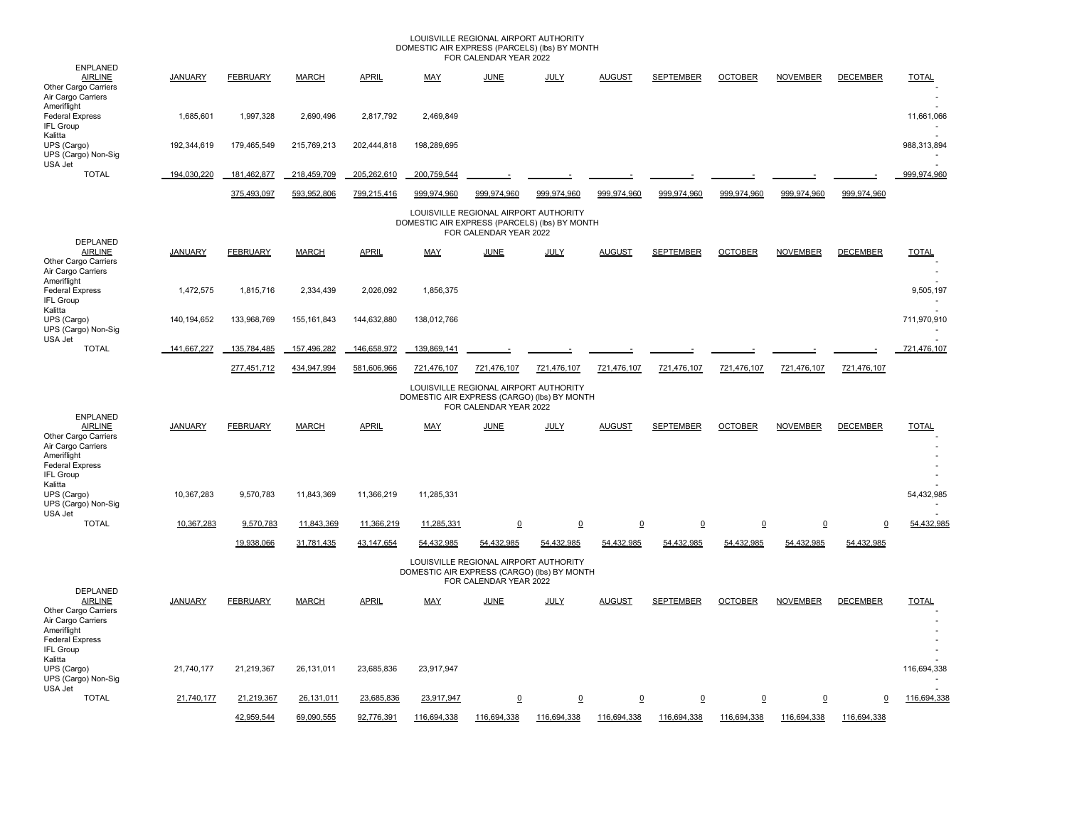# LOUISVILLE REGIONAL AIRPORT AUTHORITY
## DOMESTIC AIR EXPRESS (PARCELS) (lbs) BY MONTH
### FOR CALENDAR YEAR 2022

| ENPLANED AIRLINE | JANUARY | FEBRUARY | MARCH | APRIL | MAY | JUNE | JULY | AUGUST | SEPTEMBER | OCTOBER | NOVEMBER | DECEMBER | TOTAL |
|---|---|---|---|---|---|---|---|---|---|---|---|---|---|
| Other Cargo Carriers | | | | | | | | | | | | | - |
| Air Cargo Carriers | | | | | | | | | | | | | - |
| Ameriflight | | | | | | | | | | | | | - |
| Federal Express | 1,685,601 | 1,997,328 | 2,690,496 | 2,817,792 | 2,469,849 | | | | | | | | 11,661,066 |
| IFL Group | | | | | | | | | | | | | - |
| Kalitta | | | | | | | | | | | | | - |
| UPS (Cargo) | 192,344,619 | 179,465,549 | 215,769,213 | 202,444,818 | 198,289,695 | | | | | | | | 988,313,894 |
| UPS (Cargo) Non-Sig | | | | | | | | | | | | | - |
| USA Jet | | | | | | | | | | | | | - |
| TOTAL | 194,030,220 | 181,462,877 | 218,459,709 | 205,262,610 | 200,759,544 | - | - | - | - | - | - | - | 999,974,960 |
| | | 375,493,097 | 593,952,806 | 799,215,416 | 999,974,960 | 999,974,960 | 999,974,960 | 999,974,960 | 999,974,960 | 999,974,960 | 999,974,960 | 999,974,960 | |

# LOUISVILLE REGIONAL AIRPORT AUTHORITY
## DOMESTIC AIR EXPRESS (PARCELS) (lbs) BY MONTH
### FOR CALENDAR YEAR 2022

| DEPLANED AIRLINE | JANUARY | FEBRUARY | MARCH | APRIL | MAY | JUNE | JULY | AUGUST | SEPTEMBER | OCTOBER | NOVEMBER | DECEMBER | TOTAL |
|---|---|---|---|---|---|---|---|---|---|---|---|---|---|
| Other Cargo Carriers | | | | | | | | | | | | | - |
| Air Cargo Carriers | | | | | | | | | | | | | - |
| Ameriflight | | | | | | | | | | | | | - |
| Federal Express | 1,472,575 | 1,815,716 | 2,334,439 | 2,026,092 | 1,856,375 | | | | | | | | 9,505,197 |
| IFL Group | | | | | | | | | | | | | - |
| Kalitta | | | | | | | | | | | | | - |
| UPS (Cargo) | 140,194,652 | 133,968,769 | 155,161,843 | 144,632,880 | 138,012,766 | | | | | | | | 711,970,910 |
| UPS (Cargo) Non-Sig | | | | | | | | | | | | | - |
| USA Jet | | | | | | | | | | | | | - |
| TOTAL | 141,667,227 | 135,784,485 | 157,496,282 | 146,658,972 | 139,869,141 | - | - | - | - | - | - | - | 721,476,107 |
| | | 277,451,712 | 434,947,994 | 581,606,966 | 721,476,107 | 721,476,107 | 721,476,107 | 721,476,107 | 721,476,107 | 721,476,107 | 721,476,107 | 721,476,107 | |

# LOUISVILLE REGIONAL AIRPORT AUTHORITY
## DOMESTIC AIR EXPRESS (CARGO) (lbs) BY MONTH
### FOR CALENDAR YEAR 2022

| ENPLANED AIRLINE | JANUARY | FEBRUARY | MARCH | APRIL | MAY | JUNE | JULY | AUGUST | SEPTEMBER | OCTOBER | NOVEMBER | DECEMBER | TOTAL |
|---|---|---|---|---|---|---|---|---|---|---|---|---|---|
| Other Cargo Carriers | | | | | | | | | | | | | - |
| Air Cargo Carriers | | | | | | | | | | | | | - |
| Ameriflight | | | | | | | | | | | | | - |
| Federal Express | | | | | | | | | | | | | - |
| IFL Group | | | | | | | | | | | | | - |
| Kalitta | | | | | | | | | | | | | - |
| UPS (Cargo) | 10,367,283 | 9,570,783 | 11,843,369 | 11,366,219 | 11,285,331 | | | | | | | | 54,432,985 |
| UPS (Cargo) Non-Sig | | | | | | | | | | | | | - |
| USA Jet | | | | | | | | | | | | | - |
| TOTAL | 10,367,283 | 9,570,783 | 11,843,369 | 11,366,219 | 11,285,331 | 0 | 0 | 0 | 0 | 0 | 0 | 0 | 54,432,985 |
| | | 19,938,066 | 31,781,435 | 43,147,654 | 54,432,985 | 54,432,985 | 54,432,985 | 54,432,985 | 54,432,985 | 54,432,985 | 54,432,985 | 54,432,985 | |

# LOUISVILLE REGIONAL AIRPORT AUTHORITY
## DOMESTIC AIR EXPRESS (CARGO) (lbs) BY MONTH
### FOR CALENDAR YEAR 2022

| DEPLANED AIRLINE | JANUARY | FEBRUARY | MARCH | APRIL | MAY | JUNE | JULY | AUGUST | SEPTEMBER | OCTOBER | NOVEMBER | DECEMBER | TOTAL |
|---|---|---|---|---|---|---|---|---|---|---|---|---|---|
| Other Cargo Carriers | | | | | | | | | | | | | - |
| Air Cargo Carriers | | | | | | | | | | | | | - |
| Ameriflight | | | | | | | | | | | | | - |
| Federal Express | | | | | | | | | | | | | - |
| IFL Group | | | | | | | | | | | | | - |
| Kalitta | | | | | | | | | | | | | - |
| UPS (Cargo) | 21,740,177 | 21,219,367 | 26,131,011 | 23,685,836 | 23,917,947 | | | | | | | | 116,694,338 |
| UPS (Cargo) Non-Sig | | | | | | | | | | | | | - |
| USA Jet | | | | | | | | | | | | | - |
| TOTAL | 21,740,177 | 21,219,367 | 26,131,011 | 23,685,836 | 23,917,947 | 0 | 0 | 0 | 0 | 0 | 0 | 0 | 116,694,338 |
| | | 42,959,544 | 69,090,555 | 92,776,391 | 116,694,338 | 116,694,338 | 116,694,338 | 116,694,338 | 116,694,338 | 116,694,338 | 116,694,338 | 116,694,338 | |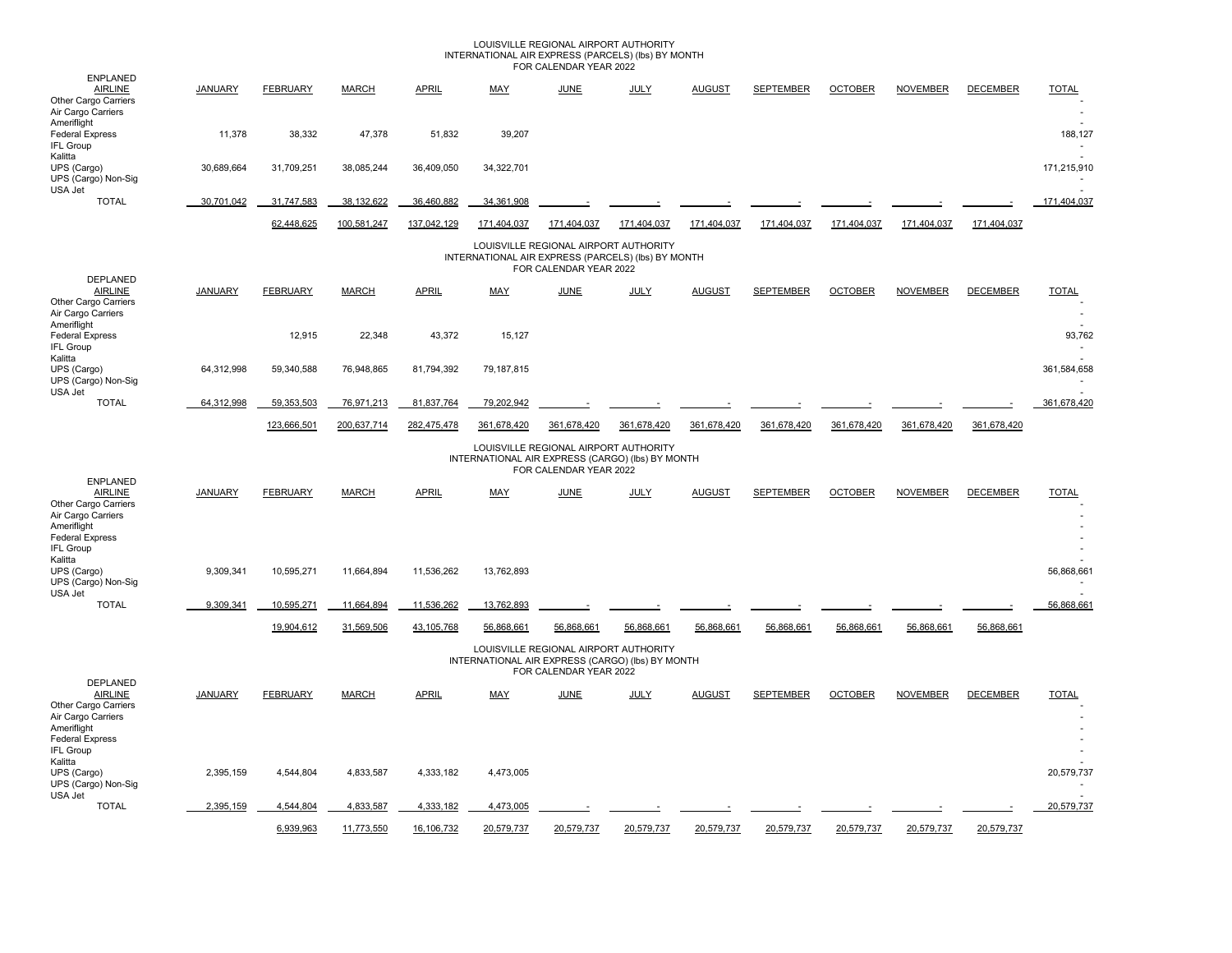## LOUISVILLE REGIONAL AIRPORT AUTHORITY
### INTERNATIONAL AIR EXPRESS (PARCELS) (lbs) BY MONTH
### FOR CALENDAR YEAR 2022

| ENPLANED AIRLINE | JANUARY | FEBRUARY | MARCH | APRIL | MAY | JUNE | JULY | AUGUST | SEPTEMBER | OCTOBER | NOVEMBER | DECEMBER | TOTAL |
|---|---|---|---|---|---|---|---|---|---|---|---|---|---|
| Other Cargo Carriers | | | | | | | | | | | | | - |
| Air Cargo Carriers | | | | | | | | | | | | | - |
| Ameriflight | | | | | | | | | | | | | - |
| Federal Express | 11,378 | 38,332 | 47,378 | 51,832 | 39,207 | | | | | | | | 188,127 |
| IFL Group | | | | | | | | | | | | | - |
| Kalitta | | | | | | | | | | | | | - |
| UPS (Cargo) | 30,689,664 | 31,709,251 | 38,085,244 | 36,409,050 | 34,322,701 | | | | | | | | 171,215,910 |
| UPS (Cargo) Non-Sig | | | | | | | | | | | | | - |
| USA Jet | | | | | | | | | | | | | - |
| TOTAL | 30,701,042 | 31,747,583 | 38,132,622 | 36,460,882 | 34,361,908 | - | - | - | - | - | - | - | 171,404,037 |
| | | 62,448,625 | 100,581,247 | 137,042,129 | 171,404,037 | 171,404,037 | 171,404,037 | 171,404,037 | 171,404,037 | 171,404,037 | 171,404,037 | 171,404,037 | |

## LOUISVILLE REGIONAL AIRPORT AUTHORITY
### INTERNATIONAL AIR EXPRESS (PARCELS) (lbs) BY MONTH
### FOR CALENDAR YEAR 2022

| DEPLANED AIRLINE | JANUARY | FEBRUARY | MARCH | APRIL | MAY | JUNE | JULY | AUGUST | SEPTEMBER | OCTOBER | NOVEMBER | DECEMBER | TOTAL |
|---|---|---|---|---|---|---|---|---|---|---|---|---|---|
| Other Cargo Carriers | | | | | | | | | | | | | - |
| Air Cargo Carriers | | | | | | | | | | | | | - |
| Ameriflight | | | | | | | | | | | | | - |
| Federal Express | | 12,915 | 22,348 | 43,372 | 15,127 | | | | | | | | 93,762 |
| IFL Group | | | | | | | | | | | | | - |
| Kalitta | | | | | | | | | | | | | - |
| UPS (Cargo) | 64,312,998 | 59,340,588 | 76,948,865 | 81,794,392 | 79,187,815 | | | | | | | | 361,584,658 |
| UPS (Cargo) Non-Sig | | | | | | | | | | | | | - |
| USA Jet | | | | | | | | | | | | | - |
| TOTAL | 64,312,998 | 59,353,503 | 76,971,213 | 81,837,764 | 79,202,942 | - | - | - | - | - | - | - | 361,678,420 |
| | | 123,666,501 | 200,637,714 | 282,475,478 | 361,678,420 | 361,678,420 | 361,678,420 | 361,678,420 | 361,678,420 | 361,678,420 | 361,678,420 | 361,678,420 | |

## LOUISVILLE REGIONAL AIRPORT AUTHORITY
### INTERNATIONAL AIR EXPRESS (CARGO) (lbs) BY MONTH
### FOR CALENDAR YEAR 2022

| ENPLANED AIRLINE | JANUARY | FEBRUARY | MARCH | APRIL | MAY | JUNE | JULY | AUGUST | SEPTEMBER | OCTOBER | NOVEMBER | DECEMBER | TOTAL |
|---|---|---|---|---|---|---|---|---|---|---|---|---|---|
| Other Cargo Carriers | | | | | | | | | | | | | - |
| Air Cargo Carriers | | | | | | | | | | | | | - |
| Ameriflight | | | | | | | | | | | | | - |
| Federal Express | | | | | | | | | | | | | - |
| IFL Group | | | | | | | | | | | | | - |
| Kalitta | | | | | | | | | | | | | - |
| UPS (Cargo) | 9,309,341 | 10,595,271 | 11,664,894 | 11,536,262 | 13,762,893 | | | | | | | | 56,868,661 |
| UPS (Cargo) Non-Sig | | | | | | | | | | | | | - |
| USA Jet | | | | | | | | | | | | | - |
| TOTAL | 9,309,341 | 10,595,271 | 11,664,894 | 11,536,262 | 13,762,893 | - | - | - | - | - | - | - | 56,868,661 |
| | | 19,904,612 | 31,569,506 | 43,105,768 | 56,868,661 | 56,868,661 | 56,868,661 | 56,868,661 | 56,868,661 | 56,868,661 | 56,868,661 | 56,868,661 | |

## LOUISVILLE REGIONAL AIRPORT AUTHORITY
### INTERNATIONAL AIR EXPRESS (CARGO) (lbs) BY MONTH
### FOR CALENDAR YEAR 2022

| DEPLANED AIRLINE | JANUARY | FEBRUARY | MARCH | APRIL | MAY | JUNE | JULY | AUGUST | SEPTEMBER | OCTOBER | NOVEMBER | DECEMBER | TOTAL |
|---|---|---|---|---|---|---|---|---|---|---|---|---|---|
| Other Cargo Carriers | | | | | | | | | | | | | - |
| Air Cargo Carriers | | | | | | | | | | | | | - |
| Ameriflight | | | | | | | | | | | | | - |
| Federal Express | | | | | | | | | | | | | - |
| IFL Group | | | | | | | | | | | | | - |
| Kalitta | | | | | | | | | | | | | - |
| UPS (Cargo) | 2,395,159 | 4,544,804 | 4,833,587 | 4,333,182 | 4,473,005 | | | | | | | | 20,579,737 |
| UPS (Cargo) Non-Sig | | | | | | | | | | | | | - |
| USA Jet | | | | | | | | | | | | | - |
| TOTAL | 2,395,159 | 4,544,804 | 4,833,587 | 4,333,182 | 4,473,005 | - | - | - | - | - | - | - | 20,579,737 |
| | | 6,939,963 | 11,773,550 | 16,106,732 | 20,579,737 | 20,579,737 | 20,579,737 | 20,579,737 | 20,579,737 | 20,579,737 | 20,579,737 | 20,579,737 | |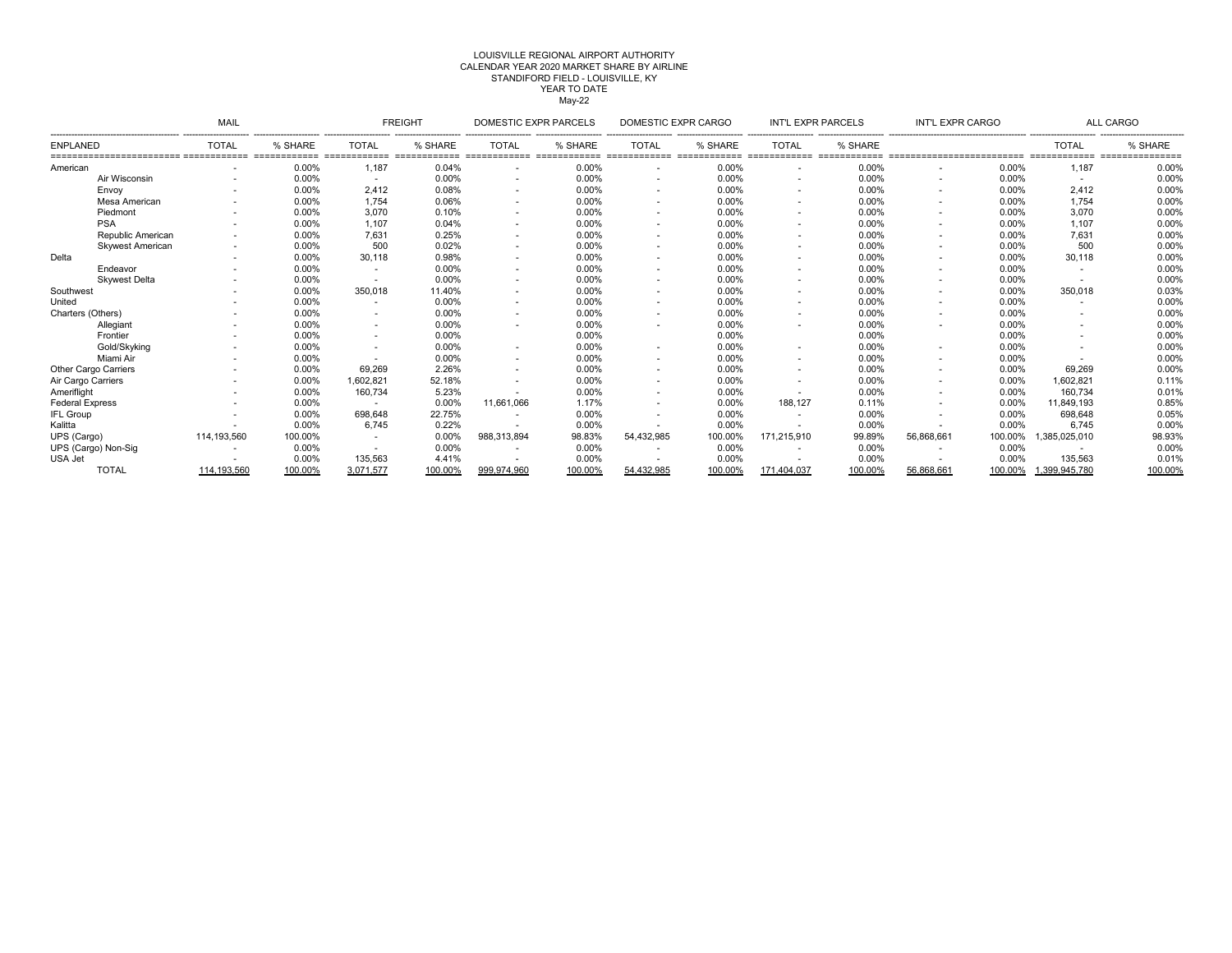LOUISVILLE REGIONAL AIRPORT AUTHORITY
CALENDAR YEAR 2020 MARKET SHARE BY AIRLINE
STANDIFORD FIELD - LOUISVILLE, KY
YEAR TO DATE
May-22

| ENPLANED | MAIL | | FREIGHT | | DOMESTIC EXPR PARCELS | | DOMESTIC EXPR CARGO | | INT'L EXPR PARCELS | | INT'L EXPR CARGO | | ALL CARGO | |
|---|---|---|---|---|---|---|---|---|---|---|---|---|---|---|
| | TOTAL | % SHARE | TOTAL | % SHARE | TOTAL | % SHARE | TOTAL | % SHARE | TOTAL | % SHARE | | | TOTAL | % SHARE |
| American | - | 0.00% | 1,187 | 0.04% | - | 0.00% | - | 0.00% | - | 0.00% | - | 0.00% | 1,187 | 0.00% |
| Air Wisconsin | - | 0.00% | - | 0.00% | - | 0.00% | - | 0.00% | - | 0.00% | - | 0.00% | - | 0.00% |
| Envoy | - | 0.00% | 2,412 | 0.08% | - | 0.00% | - | 0.00% | - | 0.00% | - | 0.00% | 2,412 | 0.00% |
| Mesa American | - | 0.00% | 1,754 | 0.06% | - | 0.00% | - | 0.00% | - | 0.00% | - | 0.00% | 1,754 | 0.00% |
| Piedmont | - | 0.00% | 3,070 | 0.10% | - | 0.00% | - | 0.00% | - | 0.00% | - | 0.00% | 3,070 | 0.00% |
| PSA | - | 0.00% | 1,107 | 0.04% | - | 0.00% | - | 0.00% | - | 0.00% | - | 0.00% | 1,107 | 0.00% |
| Republic American | - | 0.00% | 7,631 | 0.25% | - | 0.00% | - | 0.00% | - | 0.00% | - | 0.00% | 7,631 | 0.00% |
| Skywest American | - | 0.00% | 500 | 0.02% | - | 0.00% | - | 0.00% | - | 0.00% | - | 0.00% | 500 | 0.00% |
| Delta | - | 0.00% | 30,118 | 0.98% | - | 0.00% | - | 0.00% | - | 0.00% | - | 0.00% | 30,118 | 0.00% |
| Endeavor | - | 0.00% | - | 0.00% | - | 0.00% | - | 0.00% | - | 0.00% | - | 0.00% | - | 0.00% |
| Skywest Delta | - | 0.00% | - | 0.00% | - | 0.00% | - | 0.00% | - | 0.00% | - | 0.00% | - | 0.00% |
| Southwest | - | 0.00% | 350,018 | 11.40% | - | 0.00% | - | 0.00% | - | 0.00% | - | 0.00% | 350,018 | 0.03% |
| United | - | 0.00% | - | 0.00% | - | 0.00% | - | 0.00% | - | 0.00% | - | 0.00% | - | 0.00% |
| Charters (Others) | - | 0.00% | - | 0.00% | - | 0.00% | - | 0.00% | - | 0.00% | - | 0.00% | - | 0.00% |
| Allegiant | - | 0.00% | - | 0.00% | - | 0.00% | - | 0.00% | - | 0.00% | - | 0.00% | - | 0.00% |
| Frontier | - | 0.00% | - | 0.00% | | 0.00% | | 0.00% | | 0.00% | | 0.00% | - | 0.00% |
| Gold/Skyking | - | 0.00% | - | 0.00% | - | 0.00% | - | 0.00% | - | 0.00% | - | 0.00% | - | 0.00% |
| Miami Air | - | 0.00% | - | 0.00% | - | 0.00% | - | 0.00% | - | 0.00% | - | 0.00% | - | 0.00% |
| Other Cargo Carriers | - | 0.00% | 69,269 | 2.26% | - | 0.00% | - | 0.00% | - | 0.00% | - | 0.00% | 69,269 | 0.00% |
| Air Cargo Carriers | - | 0.00% | 1,602,821 | 52.18% | - | 0.00% | - | 0.00% | - | 0.00% | - | 0.00% | 1,602,821 | 0.11% |
| Ameriflight | - | 0.00% | 160,734 | 5.23% | - | 0.00% | - | 0.00% | - | 0.00% | - | 0.00% | 160,734 | 0.01% |
| Federal Express | - | 0.00% | - | 0.00% | 11,661,066 | 1.17% | - | 0.00% | 188,127 | 0.11% | - | 0.00% | 11,849,193 | 0.85% |
| IFL Group | - | 0.00% | 698,648 | 22.75% | - | 0.00% | - | 0.00% | - | 0.00% | - | 0.00% | 698,648 | 0.05% |
| Kalitta | - | 0.00% | 6,745 | 0.22% | - | 0.00% | - | 0.00% | - | 0.00% | - | 0.00% | 6,745 | 0.00% |
| UPS (Cargo) | 114,193,560 | 100.00% | - | 0.00% | 988,313,894 | 98.83% | 54,432,985 | 100.00% | 171,215,910 | 99.89% | 56,868,661 | 100.00% | 1,385,025,010 | 98.93% |
| UPS (Cargo) Non-Sig | - | 0.00% | - | 0.00% | - | 0.00% | - | 0.00% | - | 0.00% | - | 0.00% | - | 0.00% |
| USA Jet | - | 0.00% | 135,563 | 4.41% | - | 0.00% | - | 0.00% | - | 0.00% | - | 0.00% | 135,563 | 0.01% |
| TOTAL | 114,193,560 | 100.00% | 3,071,577 | 100.00% | 999,974,960 | 100.00% | 54,432,985 | 100.00% | 171,404,037 | 100.00% | 56,868,661 | 100.00% | 1,399,945,780 | 100.00% |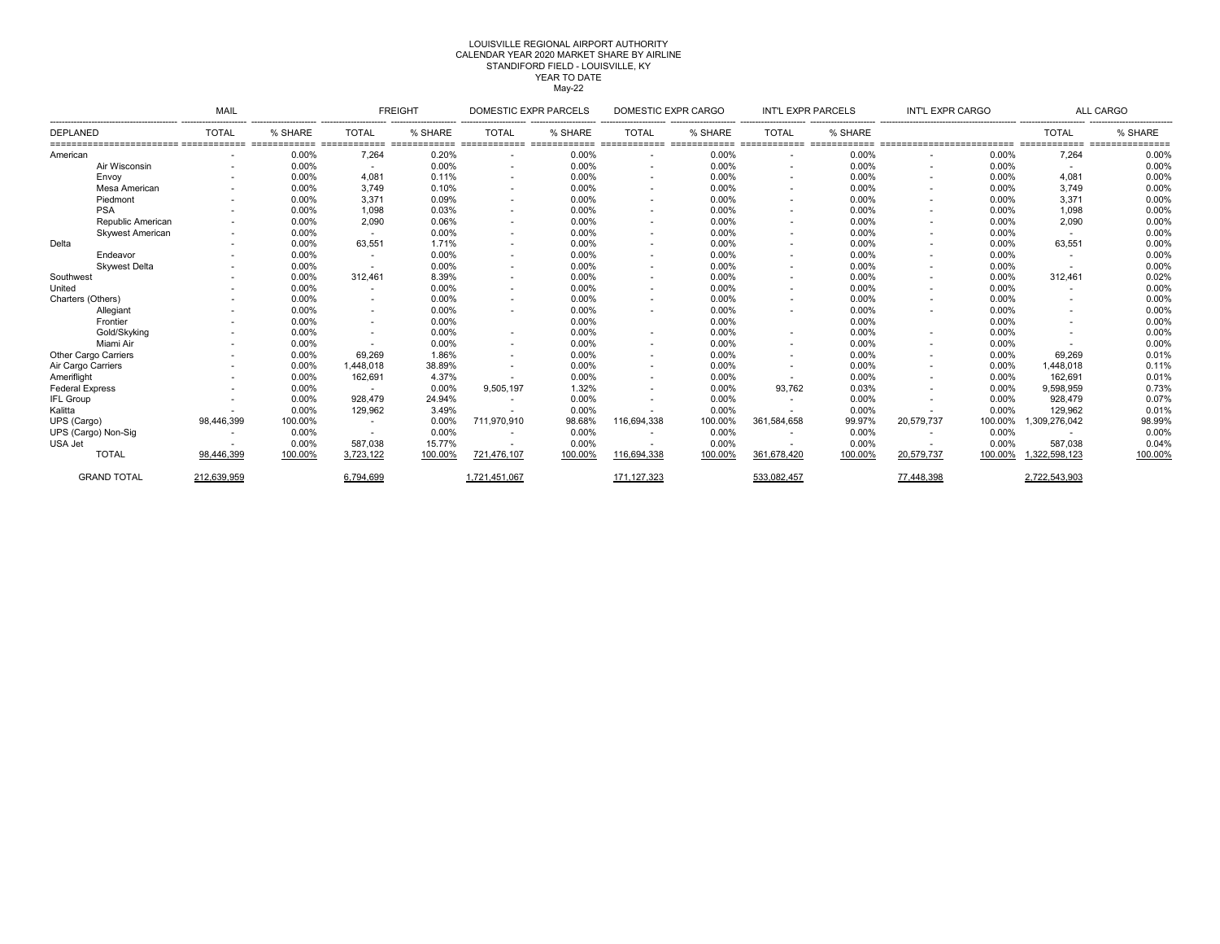LOUISVILLE REGIONAL AIRPORT AUTHORITY
CALENDAR YEAR 2020 MARKET SHARE BY AIRLINE
STANDIFORD FIELD - LOUISVILLE, KY
YEAR TO DATE
May-22

| | MAIL | | FREIGHT | | DOMESTIC EXPR PARCELS | | DOMESTIC EXPR CARGO | | INT'L EXPR PARCELS | | INT'L EXPR CARGO | | ALL CARGO | |
|---|---|---|---|---|---|---|---|---|---|---|---|---|---|---|
| DEPLANED | TOTAL | % SHARE | TOTAL | % SHARE | TOTAL | % SHARE | TOTAL | % SHARE | TOTAL | % SHARE | | | TOTAL | % SHARE |
| American | - | 0.00% | 7,264 | 0.20% | - | 0.00% | - | 0.00% | - | 0.00% | - | 0.00% | 7,264 | 0.00% |
| Air Wisconsin | - | 0.00% | - | 0.00% | - | 0.00% | - | 0.00% | - | 0.00% | - | 0.00% | - | 0.00% |
| Envoy | - | 0.00% | 4,081 | 0.11% | - | 0.00% | - | 0.00% | - | 0.00% | - | 0.00% | 4,081 | 0.00% |
| Mesa American | - | 0.00% | 3,749 | 0.10% | - | 0.00% | - | 0.00% | - | 0.00% | - | 0.00% | 3,749 | 0.00% |
| Piedmont | - | 0.00% | 3,371 | 0.09% | - | 0.00% | - | 0.00% | - | 0.00% | - | 0.00% | 3,371 | 0.00% |
| PSA | - | 0.00% | 1,098 | 0.03% | - | 0.00% | - | 0.00% | - | 0.00% | - | 0.00% | 1,098 | 0.00% |
| Republic American | - | 0.00% | 2,090 | 0.06% | - | 0.00% | - | 0.00% | - | 0.00% | - | 0.00% | 2,090 | 0.00% |
| Skywest American | - | 0.00% | - | 0.00% | - | 0.00% | - | 0.00% | - | 0.00% | - | 0.00% | - | 0.00% |
| Delta | - | 0.00% | 63,551 | 1.71% | - | 0.00% | - | 0.00% | - | 0.00% | - | 0.00% | 63,551 | 0.00% |
| Endeavor | - | 0.00% | - | 0.00% | - | 0.00% | - | 0.00% | - | 0.00% | - | 0.00% | - | 0.00% |
| Skywest Delta | - | 0.00% | - | 0.00% | - | 0.00% | - | 0.00% | - | 0.00% | - | 0.00% | - | 0.00% |
| Southwest | - | 0.00% | 312,461 | 8.39% | - | 0.00% | - | 0.00% | - | 0.00% | - | 0.00% | 312,461 | 0.02% |
| United | - | 0.00% | - | 0.00% | - | 0.00% | - | 0.00% | - | 0.00% | - | 0.00% | - | 0.00% |
| Charters (Others) | - | 0.00% | - | 0.00% | - | 0.00% | - | 0.00% | - | 0.00% | - | 0.00% | - | 0.00% |
| Allegiant | - | 0.00% | - | 0.00% | - | 0.00% | - | 0.00% | - | 0.00% | - | 0.00% | - | 0.00% |
| Frontier | - | 0.00% | - | 0.00% | | 0.00% | | 0.00% | | 0.00% | | 0.00% | - | 0.00% |
| Gold/Skyking | - | 0.00% | - | 0.00% | - | 0.00% | - | 0.00% | - | 0.00% | - | 0.00% | - | 0.00% |
| Miami Air | - | 0.00% | - | 0.00% | - | 0.00% | - | 0.00% | - | 0.00% | - | 0.00% | - | 0.00% |
| Other Cargo Carriers | - | 0.00% | 69,269 | 1.86% | - | 0.00% | - | 0.00% | - | 0.00% | - | 0.00% | 69,269 | 0.01% |
| Air Cargo Carriers | - | 0.00% | 1,448,018 | 38.89% | - | 0.00% | - | 0.00% | - | 0.00% | - | 0.00% | 1,448,018 | 0.11% |
| Ameriflight | - | 0.00% | 162,691 | 4.37% | - | 0.00% | - | 0.00% | - | 0.00% | - | 0.00% | 162,691 | 0.01% |
| Federal Express | - | 0.00% | - | 0.00% | 9,505,197 | 1.32% | - | 0.00% | 93,762 | 0.03% | - | 0.00% | 9,598,959 | 0.73% |
| IFL Group | - | 0.00% | 928,479 | 24.94% | - | 0.00% | - | 0.00% | - | 0.00% | - | 0.00% | 928,479 | 0.07% |
| Kalitta | - | 0.00% | 129,962 | 3.49% | - | 0.00% | - | 0.00% | - | 0.00% | - | 0.00% | 129,962 | 0.01% |
| UPS (Cargo) | 98,446,399 | 100.00% | - | 0.00% | 711,970,910 | 98.68% | 116,694,338 | 100.00% | 361,584,658 | 99.97% | 20,579,737 | 100.00% | 1,309,276,042 | 98.99% |
| UPS (Cargo) Non-Sig | - | 0.00% | - | 0.00% | - | 0.00% | - | 0.00% | - | 0.00% | - | 0.00% | - | 0.00% |
| USA Jet | - | 0.00% | 587,038 | 15.77% | - | 0.00% | - | 0.00% | - | 0.00% | - | 0.00% | 587,038 | 0.04% |
| TOTAL | 98,446,399 | 100.00% | 3,723,122 | 100.00% | 721,476,107 | 100.00% | 116,694,338 | 100.00% | 361,678,420 | 100.00% | 20,579,737 | 100.00% | 1,322,598,123 | 100.00% |
| GRAND TOTAL | 212,639,959 | | 6,794,699 | | 1,721,451,067 | | 171,127,323 | | 533,082,457 | | 77,448,398 | | 2,722,543,903 | |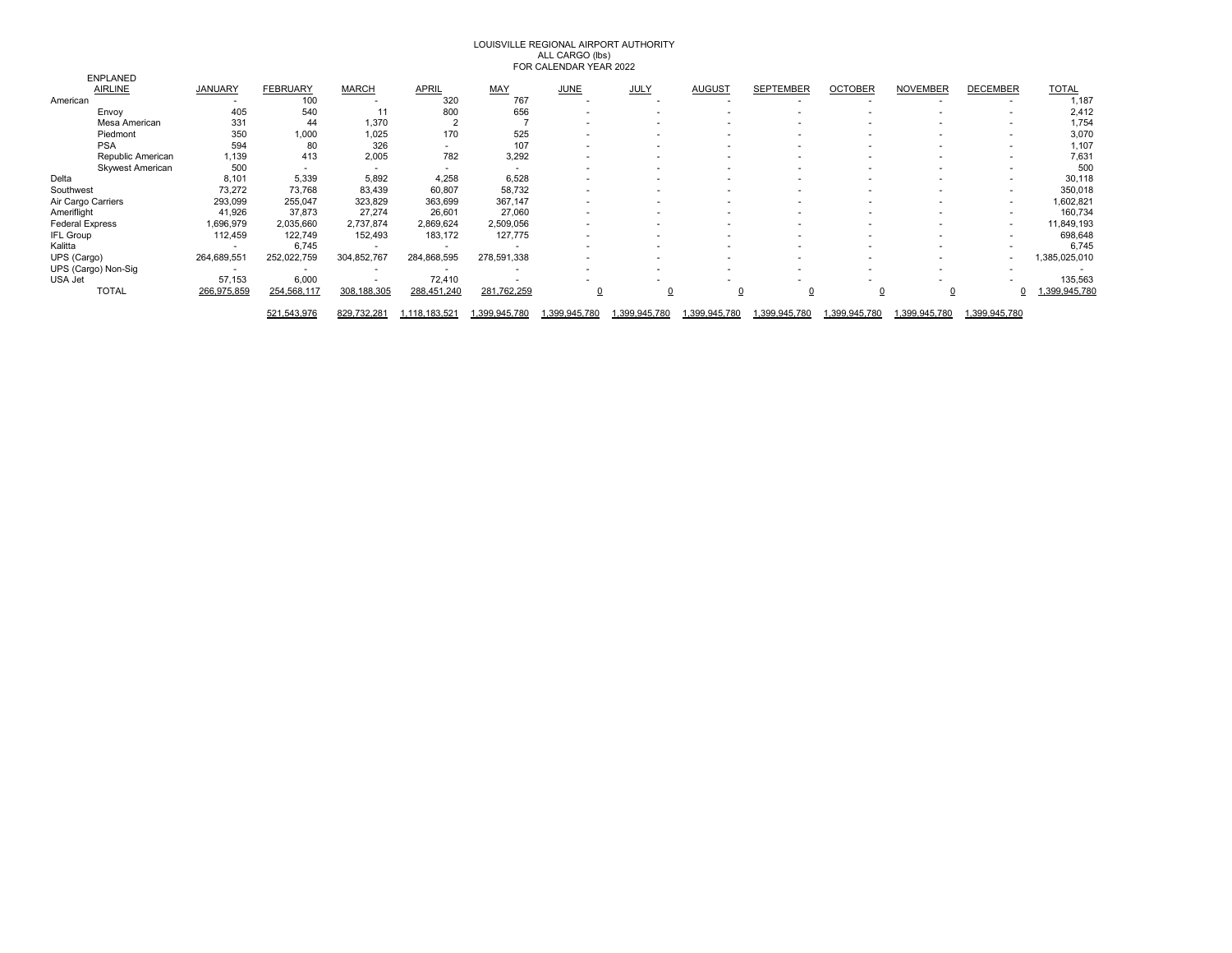LOUISVILLE REGIONAL AIRPORT AUTHORITY
ALL CARGO (lbs)
FOR CALENDAR YEAR 2022

| ENPLANED AIRLINE | JANUARY | FEBRUARY | MARCH | APRIL | MAY | JUNE | JULY | AUGUST | SEPTEMBER | OCTOBER | NOVEMBER | DECEMBER | TOTAL |
|---|---|---|---|---|---|---|---|---|---|---|---|---|---|
| American | - | 100 | - | 320 | 767 | - | - | - | - | - | - | - | 1,187 |
| Envoy | 405 | 540 | 11 | 800 | 656 | - | - | - | - | - | - | - | 2,412 |
| Mesa American | 331 | 44 | 1,370 | 2 | 7 | - | - | - | - | - | - | - | 1,754 |
| Piedmont | 350 | 1,000 | 1,025 | 170 | 525 | - | - | - | - | - | - | - | 3,070 |
| PSA | 594 | 80 | 326 | - | 107 | - | - | - | - | - | - | - | 1,107 |
| Republic American | 1,139 | 413 | 2,005 | 782 | 3,292 | - | - | - | - | - | - | - | 7,631 |
| Skywest American | 500 | - | - | - | - | - | - | - | - | - | - | - | 500 |
| Delta | 8,101 | 5,339 | 5,892 | 4,258 | 6,528 | - | - | - | - | - | - | - | 30,118 |
| Southwest | 73,272 | 73,768 | 83,439 | 60,807 | 58,732 | - | - | - | - | - | - | - | 350,018 |
| Air Cargo Carriers | 293,099 | 255,047 | 323,829 | 363,699 | 367,147 | - | - | - | - | - | - | - | 1,602,821 |
| Ameriflight | 41,926 | 37,873 | 27,274 | 26,601 | 27,060 | - | - | - | - | - | - | - | 160,734 |
| Federal Express | 1,696,979 | 2,035,660 | 2,737,874 | 2,869,624 | 2,509,056 | - | - | - | - | - | - | - | 11,849,193 |
| IFL Group | 112,459 | 122,749 | 152,493 | 183,172 | 127,775 | - | - | - | - | - | - | - | 698,648 |
| Kalitta | - | 6,745 | - | - | - | - | - | - | - | - | - | - | 6,745 |
| UPS (Cargo) | 264,689,551 | 252,022,759 | 304,852,767 | 284,868,595 | 278,591,338 | - | - | - | - | - | - | - | 1,385,025,010 |
| UPS (Cargo) Non-Sig | - | - | - | - | - | - | - | - | - | - | - | - | - |
| USA Jet | 57,153 | 6,000 | - | 72,410 | - | - | - | - | - | - | - | - | 135,563 |
| TOTAL | 266,975,859 | 254,568,117 | 308,188,305 | 288,451,240 | 281,762,259 | 0 | 0 | 0 | 0 | 0 | 0 | 0 | 1,399,945,780 |
| | | 521,543,976 | 829,732,281 | 1,118,183,521 | 1,399,945,780 | 1,399,945,780 | 1,399,945,780 | 1,399,945,780 | 1,399,945,780 | 1,399,945,780 | 1,399,945,780 | 1,399,945,780 | |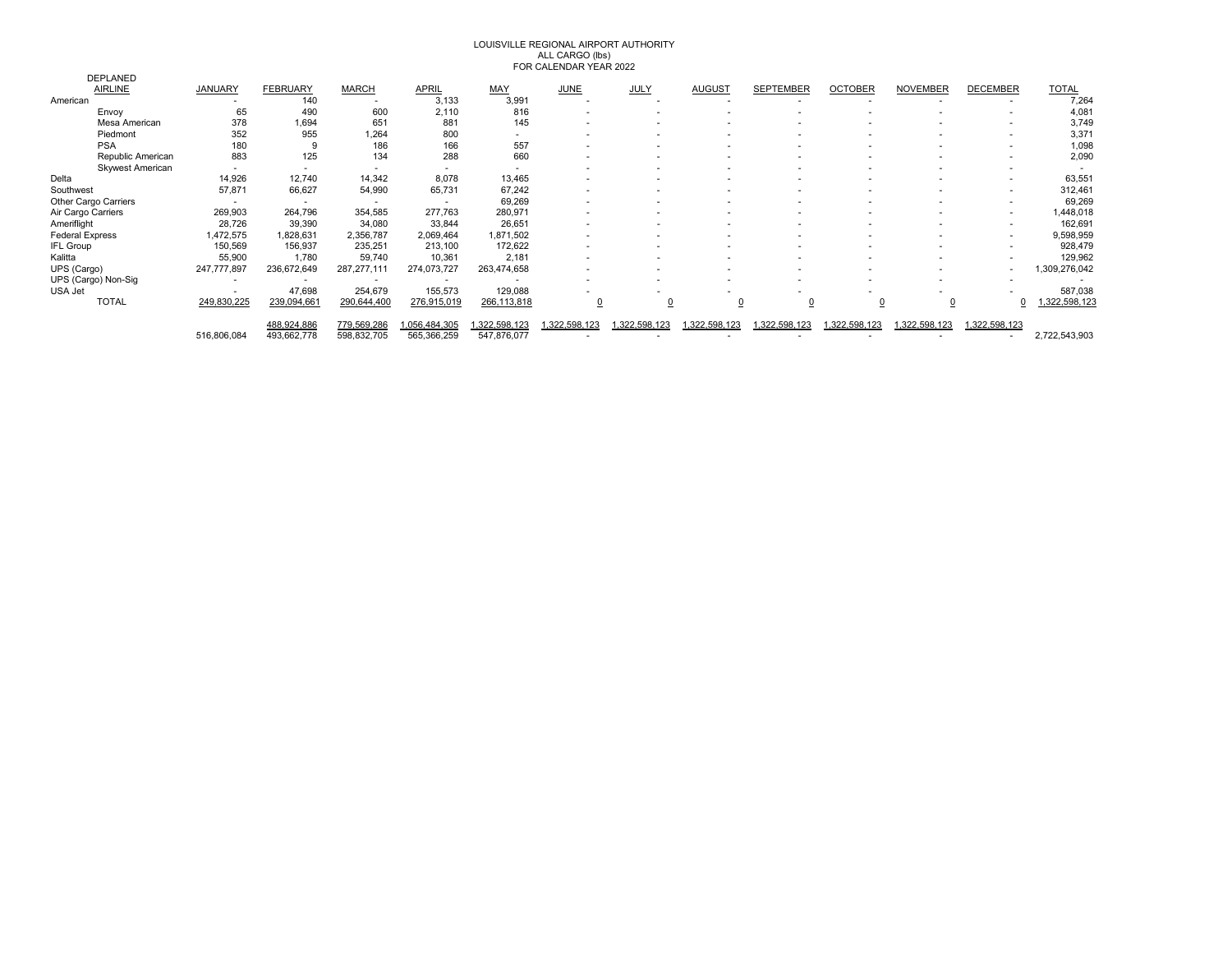LOUISVILLE REGIONAL AIRPORT AUTHORITY
ALL CARGO (lbs)
FOR CALENDAR YEAR 2022

| DEPLANED AIRLINE | JANUARY | FEBRUARY | MARCH | APRIL | MAY | JUNE | JULY | AUGUST | SEPTEMBER | OCTOBER | NOVEMBER | DECEMBER | TOTAL |
|---|---|---|---|---|---|---|---|---|---|---|---|---|---|
| American | - | 140 | - | 3,133 | 3,991 | - | - | - | - | - | - | - | 7,264 |
| Envoy | 65 | 490 | 600 | 2,110 | 816 | - | - | - | - | - | - | - | 4,081 |
| Mesa American | 378 | 1,694 | 651 | 881 | 145 | - | - | - | - | - | - | - | 3,749 |
| Piedmont | 352 | 955 | 1,264 | 800 | - | - | - | - | - | - | - | - | 3,371 |
| PSA | 180 | 9 | 186 | 166 | 557 | - | - | - | - | - | - | - | 1,098 |
| Republic American | 883 | 125 | 134 | 288 | 660 | - | - | - | - | - | - | - | 2,090 |
| Skywest American | - | - | - | - | - | - | - | - | - | - | - | - | - |
| Delta | 14,926 | 12,740 | 14,342 | 8,078 | 13,465 | - | - | - | - | - | - | - | 63,551 |
| Southwest | 57,871 | 66,627 | 54,990 | 65,731 | 67,242 | - | - | - | - | - | - | - | 312,461 |
| Other Cargo Carriers | - | - | - | - | 69,269 | - | - | - | - | - | - | - | 69,269 |
| Air Cargo Carriers | 269,903 | 264,796 | 354,585 | 277,763 | 280,971 | - | - | - | - | - | - | - | 1,448,018 |
| Ameriflight | 28,726 | 39,390 | 34,080 | 33,844 | 26,651 | - | - | - | - | - | - | - | 162,691 |
| Federal Express | 1,472,575 | 1,828,631 | 2,356,787 | 2,069,464 | 1,871,502 | - | - | - | - | - | - | - | 9,598,959 |
| IFL Group | 150,569 | 156,937 | 235,251 | 213,100 | 172,622 | - | - | - | - | - | - | - | 928,479 |
| Kalitta | 55,900 | 1,780 | 59,740 | 10,361 | 2,181 | - | - | - | - | - | - | - | 129,962 |
| UPS (Cargo) | 247,777,897 | 236,672,649 | 287,277,111 | 274,073,727 | 263,474,658 | - | - | - | - | - | - | - | 1,309,276,042 |
| UPS (Cargo) Non-Sig | - | - | - | - | - | - | - | - | - | - | - | - | - |
| USA Jet | - | 47,698 | 254,679 | 155,573 | 129,088 | - | - | - | - | - | - | - | 587,038 |
| TOTAL | 249,830,225 | 239,094,661 | 290,644,400 | 276,915,019 | 266,113,818 | 0 | 0 | 0 | 0 | 0 | 0 | 0 | 1,322,598,123 |
| | | 488,924,886 | 779,569,286 | 1,056,484,305 | 1,322,598,123 | 1,322,598,123 | 1,322,598,123 | 1,322,598,123 | 1,322,598,123 | 1,322,598,123 | 1,322,598,123 | 1,322,598,123 | |
| | 516,806,084 | 493,662,778 | 598,832,705 | 565,366,259 | 547,876,077 | - | - | - | - | - | - | - | 2,722,543,903 |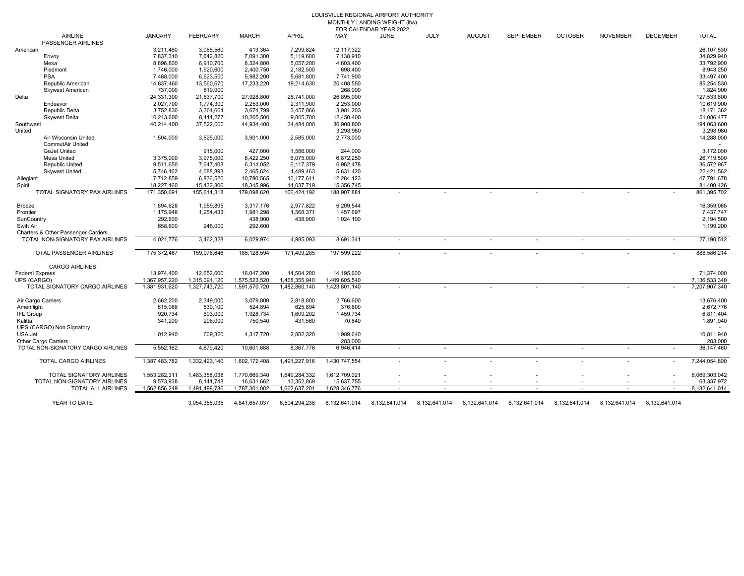# LOUISVILLE REGIONAL AIRPORT AUTHORITY
## MONTHLY LANDING WEIGHT (lbs)
### FOR CALENDAR YEAR 2022

| AIRLINE | JANUARY | FEBRUARY | MARCH | APRIL | MAY | JUNE | JULY | AUGUST | SEPTEMBER | OCTOBER | NOVEMBER | DECEMBER | TOTAL |
|---|---|---|---|---|---|---|---|---|---|---|---|---|---|
| PASSENGER AIRLINES | | | | | | | | | | | | | |
| American | 3,211,460 | 3,065,560 | 413,364 | 7,299,824 | 12,117,322 | | | | | | | | 26,107,530 |
| Envoy | 7,837,310 | 7,642,820 | 7,091,300 | 5,119,600 | 7,138,910 | | | | | | | | 34,829,940 |
| Mesa | 8,896,800 | 6,910,700 | 8,324,800 | 5,057,200 | 4,603,400 | | | | | | | | 33,792,900 |
| Piedmont | 1,746,000 | 1,920,600 | 2,400,750 | 2,182,500 | 698,400 | | | | | | | | 8,948,250 |
| PSA | 7,468,000 | 6,623,500 | 5,982,200 | 5,681,800 | 7,741,900 | | | | | | | | 33,497,400 |
| Republic American | 14,837,460 | 13,560,670 | 17,233,220 | 19,214,630 | 20,408,550 | | | | | | | | 85,254,530 |
| Skywest American | 737,000 | 819,900 | | | 268,000 | | | | | | | | 1,824,900 |
| Delta | 24,331,300 | 21,637,700 | 27,928,800 | 26,741,000 | 26,895,000 | | | | | | | | 127,533,800 |
| Endeavor | 2,027,700 | 1,774,300 | 2,253,000 | 2,311,900 | 2,253,000 | | | | | | | | 10,619,900 |
| Republic Delta | 3,752,830 | 3,304,664 | 3,674,799 | 3,457,866 | 3,981,203 | | | | | | | | 18,171,362 |
| Skywest Delta | 10,213,600 | 8,411,277 | 10,205,500 | 9,805,700 | 12,450,400 | | | | | | | | 51,086,477 |
| Southwest | 40,214,400 | 37,522,000 | 44,934,400 | 34,484,000 | 36,908,800 | | | | | | | | 194,063,600 |
| United | | | | | 3,298,980 | | | | | | | | 3,298,980 |
| Air Wisconsin United | 1,504,000 | 3,525,000 | 3,901,000 | 2,585,000 | 2,773,000 | | | | | | | | 14,288,000 |
| CommutAir United | | | | | | | | | | | | | - |
| GoJet United | | 915,000 | 427,000 | 1,586,000 | 244,000 | | | | | | | | 3,172,000 |
| Mesa United | 3,375,000 | 3,975,000 | 6,422,250 | 6,075,000 | 6,872,250 | | | | | | | | 26,719,500 |
| Republic United | 9,511,650 | 7,647,408 | 6,314,052 | 6,117,379 | 6,982,478 | | | | | | | | 36,572,967 |
| Skywest United | 5,746,162 | 4,088,893 | 2,465,624 | 4,489,463 | 5,631,420 | | | | | | | | 22,421,562 |
| Allegiant | 7,712,859 | 6,836,520 | 10,780,565 | 10,177,611 | 12,284,123 | | | | | | | | 47,791,678 |
| Spirit | 18,227,160 | 15,432,806 | 18,345,996 | 14,037,719 | 15,356,745 | | | | | | | | 81,400,426 |
| TOTAL SIGNATORY PAX AIRLINES | 171,350,691 | 155,614,318 | 179,098,620 | 166,424,192 | 188,907,881 | - | - | - | - | - | - | - | 861,395,702 |
| Breeze | 1,894,628 | 1,959,895 | 3,317,176 | 2,977,822 | 6,209,544 | | | | | | | | 16,359,065 |
| Frontier | 1,175,948 | 1,254,433 | 1,981,298 | 1,568,371 | 1,457,697 | | | | | | | | 7,437,747 |
| SunCountry | 292,600 | | 438,900 | 438,900 | 1,024,100 | | | | | | | | 2,194,500 |
| Swift Air | 658,600 | 248,000 | 292,600 | | | | | | | | | | 1,199,200 |
| Charters & Other Passenger Carriers | | | | | | | | | | | | | - |
| TOTAL NON-SIGNATORY PAX AIRLINES | 4,021,776 | 3,462,328 | 6,029,974 | 4,985,093 | 8,691,341 | - | - | - | - | - | - | - | 27,190,512 |
| TOTAL PASSENGER AIRLINES | 175,372,467 | 159,076,646 | 185,128,594 | 171,409,285 | 197,599,222 | - | - | - | - | - | - | - | 888,586,214 |
| CARGO AIRLINES | | | | | | | | | | | | | |
| Federal Express | 13,974,400 | 12,652,600 | 16,047,200 | 14,504,200 | 14,195,600 | | | | | | | | 71,374,000 |
| UPS (CARGO) | 1,367,957,220 | 1,315,091,120 | 1,575,523,520 | 1,468,355,940 | 1,409,605,540 | | | | | | | | 7,136,533,340 |
| TOTAL SIGNATORY CARGO AIRLINES | 1,381,931,620 | 1,327,743,720 | 1,591,570,720 | 1,482,860,140 | 1,423,801,140 | - | - | - | - | - | - | - | 7,207,907,340 |
| Air Cargo Carriers | 2,662,200 | 2,349,000 | 3,079,800 | 2,818,800 | 2,766,600 | | | | | | | | 13,676,400 |
| Ameriflight | 615,088 | 530,100 | 524,894 | 625,894 | 376,800 | | | | | | | | 2,672,776 |
| IFL Group | 920,734 | 893,000 | 1,928,734 | 1,609,202 | 1,459,734 | | | | | | | | 6,811,404 |
| Kalitta | 341,200 | 298,000 | 750,540 | 431,560 | 70,640 | | | | | | | | 1,891,940 |
| UPS (CARGO) Non Signatory | | | | | | | | | | | | | - |
| USA Jet | 1,012,940 | 609,320 | 4,317,720 | 2,882,320 | 1,989,640 | | | | | | | | 10,811,940 |
| Other Cargo Carriers | | | | | 283,000 | | | | | | | | 283,000 |
| TOTAL NON-SIGNATORY CARGO AIRLINES | 5,552,162 | 4,679,420 | 10,601,688 | 8,367,776 | 6,946,414 | - | - | - | - | - | - | - | 36,147,460 |
| TOTAL CARGO AIRLINES | 1,387,483,782 | 1,332,423,140 | 1,602,172,408 | 1,491,227,916 | 1,430,747,554 | - | - | - | - | - | - | - | 7,244,054,800 |
| TOTAL SIGNATORY AIRLINES | 1,553,282,311 | 1,483,358,038 | 1,770,669,340 | 1,649,284,332 | 1,612,709,021 | - | - | - | - | - | - | - | 8,069,303,042 |
| TOTAL NON-SIGNATORY AIRLINES | 9,573,938 | 8,141,748 | 16,631,662 | 13,352,869 | 15,637,755 | - | - | - | - | - | - | - | 63,337,972 |
| TOTAL ALL AIRLINES | 1,562,856,249 | 1,491,499,786 | 1,787,301,002 | 1,662,637,201 | 1,628,346,776 | - | - | - | - | - | - | - | 8,132,641,014 |
| YEAR TO DATE | | 3,054,356,035 | 4,841,657,037 | 6,504,294,238 | 8,132,641,014 | 8,132,641,014 | 8,132,641,014 | 8,132,641,014 | 8,132,641,014 | 8,132,641,014 | 8,132,641,014 | 8,132,641,014 | |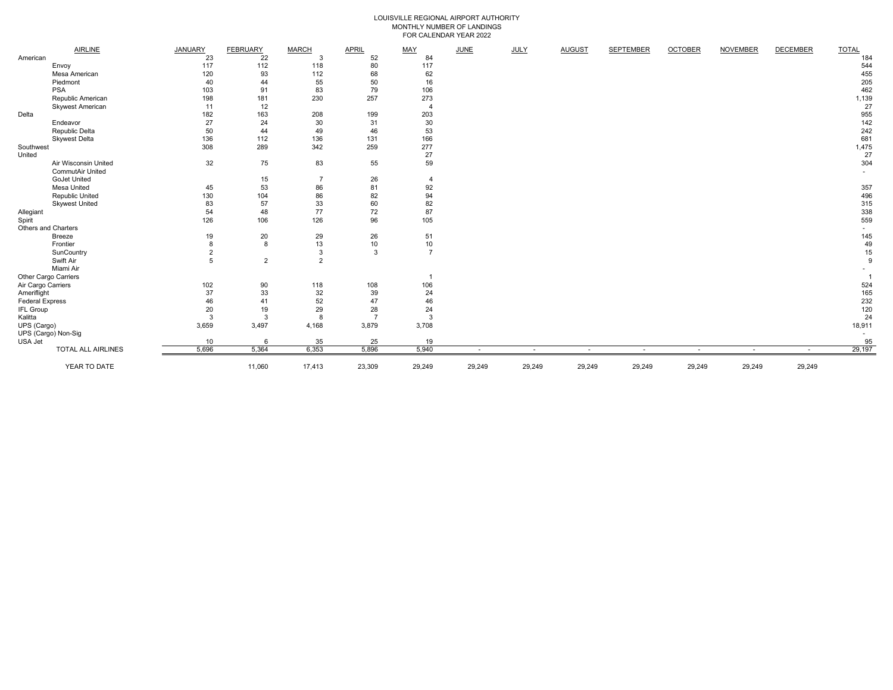LOUISVILLE REGIONAL AIRPORT AUTHORITY
MONTHLY NUMBER OF LANDINGS
FOR CALENDAR YEAR 2022

| AIRLINE | JANUARY | FEBRUARY | MARCH | APRIL | MAY | JUNE | JULY | AUGUST | SEPTEMBER | OCTOBER | NOVEMBER | DECEMBER | TOTAL |
|---|---|---|---|---|---|---|---|---|---|---|---|---|---|
| American | 23 | 22 | 3 | 52 | 84 | | | | | | | | 184 |
| Envoy | 117 | 112 | 118 | 80 | 117 | | | | | | | | 544 |
| Mesa American | 120 | 93 | 112 | 68 | 62 | | | | | | | | 455 |
| Piedmont | 40 | 44 | 55 | 50 | 16 | | | | | | | | 205 |
| PSA | 103 | 91 | 83 | 79 | 106 | | | | | | | | 462 |
| Republic American | 198 | 181 | 230 | 257 | 273 | | | | | | | | 1,139 |
| Skywest American | 11 | 12 | | | 4 | | | | | | | | 27 |
| Delta | 182 | 163 | 208 | 199 | 203 | | | | | | | | 955 |
| Endeavor | 27 | 24 | 30 | 31 | 30 | | | | | | | | 142 |
| Republic Delta | 50 | 44 | 49 | 46 | 53 | | | | | | | | 242 |
| Skywest Delta | 136 | 112 | 136 | 131 | 166 | | | | | | | | 681 |
| Southwest | 308 | 289 | 342 | 259 | 277 | | | | | | | | 1,475 |
| United | | | | | 27 | | | | | | | | 27 |
| Air Wisconsin United | 32 | 75 | 83 | 55 | 59 | | | | | | | | 304 |
| CommutAir United | | | | | | | | | | | | | - |
| GoJet United | | 15 | 7 | 26 | 4 | | | | | | | | |
| Mesa United | 45 | 53 | 86 | 81 | 92 | | | | | | | | 357 |
| Republic United | 130 | 104 | 86 | 82 | 94 | | | | | | | | 496 |
| Skywest United | 83 | 57 | 33 | 60 | 82 | | | | | | | | 315 |
| Allegiant | 54 | 48 | 77 | 72 | 87 | | | | | | | | 338 |
| Spirit | 126 | 106 | 126 | 96 | 105 | | | | | | | | 559 |
| Others and Charters | | | | | | | | | | | | | - |
| Breeze | 19 | 20 | 29 | 26 | 51 | | | | | | | | 145 |
| Frontier | 8 | 8 | 13 | 10 | 10 | | | | | | | | 49 |
| SunCountry | 2 | | 3 | 3 | 7 | | | | | | | | 15 |
| Swift Air | 5 | 2 | 2 | | | | | | | | | | 9 |
| Miami Air | | | | | | | | | | | | | - |
| Other Cargo Carriers | | | | | 1 | | | | | | | | 1 |
| Air Cargo Carriers | 102 | 90 | 118 | 108 | 106 | | | | | | | | 524 |
| Ameriflight | 37 | 33 | 32 | 39 | 24 | | | | | | | | 165 |
| Federal Express | 46 | 41 | 52 | 47 | 46 | | | | | | | | 232 |
| IFL Group | 20 | 19 | 29 | 28 | 24 | | | | | | | | 120 |
| Kalitta | 3 | 3 | 8 | 7 | 3 | | | | | | | | 24 |
| UPS (Cargo) | 3,659 | 3,497 | 4,168 | 3,879 | 3,708 | | | | | | | | 18,911 |
| UPS (Cargo) Non-Sig | | | | | | | | | | | | | - |
| USA Jet | 10 | 6 | 35 | 25 | 19 | | | | | | | | 95 |
| TOTAL ALL AIRLINES | 5,696 | 5,364 | 6,353 | 5,896 | 5,940 | - | - | - | - | - | - | - | 29,197 |
| YEAR TO DATE | | 11,060 | 17,413 | 23,309 | 29,249 | 29,249 | 29,249 | 29,249 | 29,249 | 29,249 | 29,249 | 29,249 | |